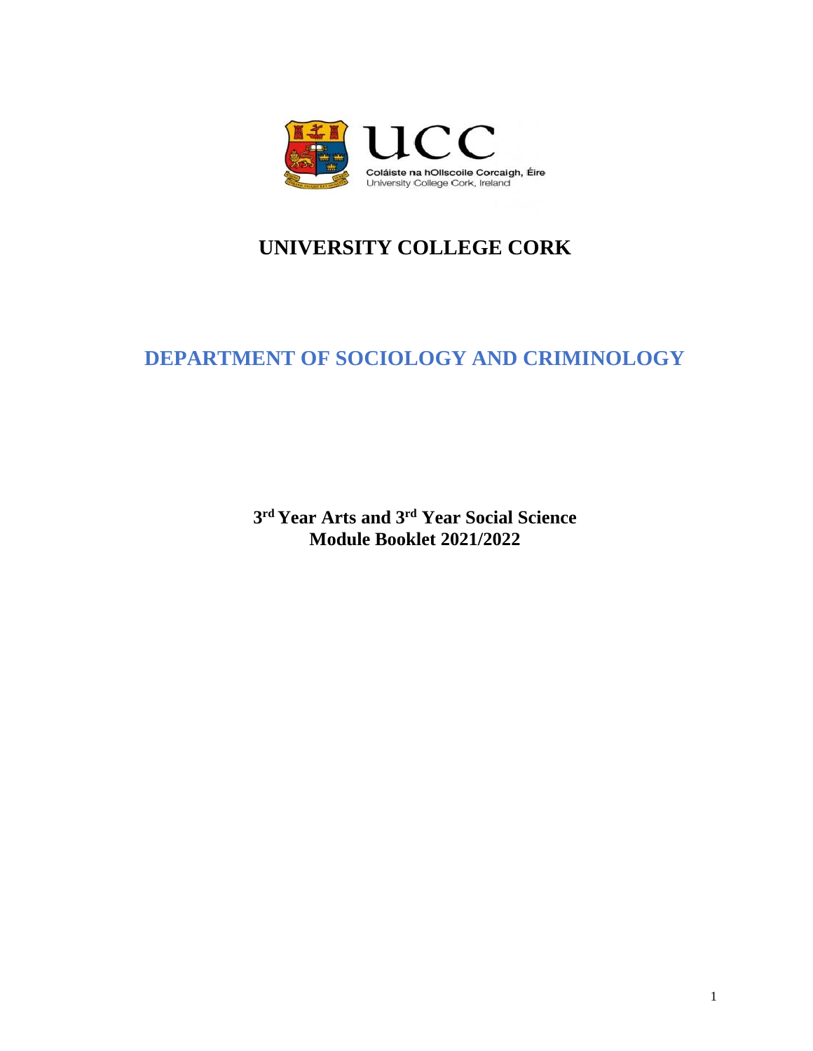# UNIVERSITY COLLEGE CORK

## DEPARTMENT OF SOCIOLOGY AND CRIMINOLOGY

**3rd Year Arts and 3rd Year Social Science**
**Module Booklet 2021/2022**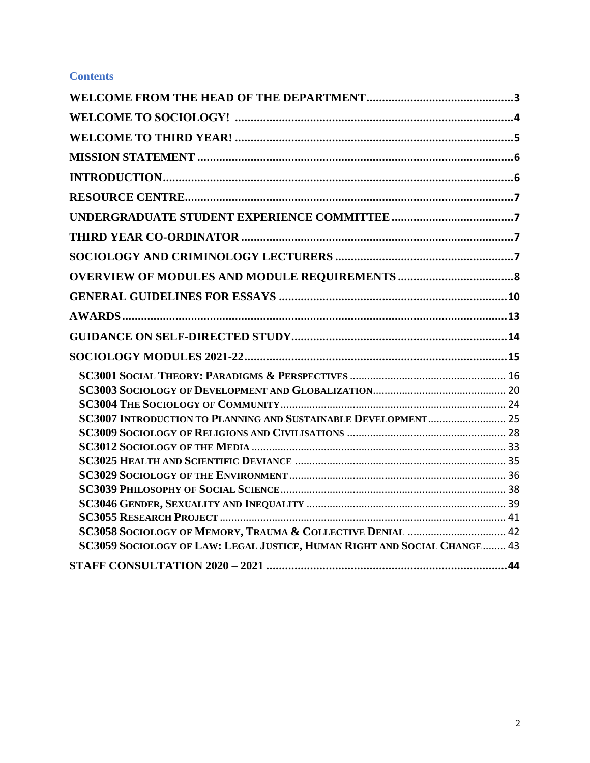## Contents

WELCOME FROM THE HEAD OF THE DEPARTMENT ........ 3
WELCOME TO SOCIOLOGY! ........ 4
WELCOME TO THIRD YEAR! ........ 5
MISSION STATEMENT ........ 6
INTRODUCTION ........ 6
RESOURCE CENTRE ........ 7
UNDERGRADUATE STUDENT EXPERIENCE COMMITTEE ........ 7
THIRD YEAR CO-ORDINATOR ........ 7
SOCIOLOGY AND CRIMINOLOGY LECTURERS ........ 7
OVERVIEW OF MODULES AND MODULE REQUIREMENTS ........ 8
GENERAL GUIDELINES FOR ESSAYS ........ 10
AWARDS ........ 13
GUIDANCE ON SELF-DIRECTED STUDY ........ 14
SOCIOLOGY MODULES 2021-22 ........ 15

- SC3001 SOCIAL THEORY: PARADIGMS & PERSPECTIVES ........ 16
- SC3003 SOCIOLOGY OF DEVELOPMENT AND GLOBALIZATION ........ 20
- SC3004 THE SOCIOLOGY OF COMMUNITY ........ 24
- SC3007 INTRODUCTION TO PLANNING AND SUSTAINABLE DEVELOPMENT ........ 25
- SC3009 SOCIOLOGY OF RELIGIONS AND CIVILISATIONS ........ 28
- SC3012 SOCIOLOGY OF THE MEDIA ........ 33
- SC3025 HEALTH AND SCIENTIFIC DEVIANCE ........ 35
- SC3029 SOCIOLOGY OF THE ENVIRONMENT ........ 36
- SC3039 PHILOSOPHY OF SOCIAL SCIENCE ........ 38
- SC3046 GENDER, SEXUALITY AND INEQUALITY ........ 39
- SC3055 RESEARCH PROJECT ........ 41
- SC3058 SOCIOLOGY OF MEMORY, TRAUMA & COLLECTIVE DENIAL ........ 42
- SC3059 SOCIOLOGY OF LAW: LEGAL JUSTICE, HUMAN RIGHT AND SOCIAL CHANGE ........ 43

STAFF CONSULTATION 2020 – 2021 ........ 44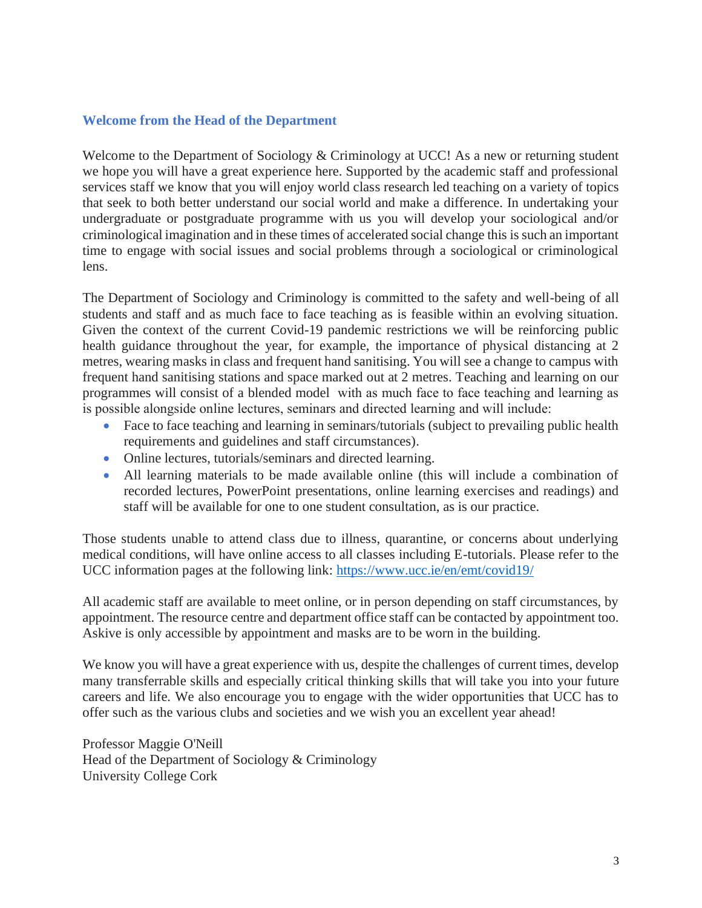## Welcome from the Head of the Department

Welcome to the Department of Sociology & Criminology at UCC! As a new or returning student we hope you will have a great experience here. Supported by the academic staff and professional services staff we know that you will enjoy world class research led teaching on a variety of topics that seek to both better understand our social world and make a difference. In undertaking your undergraduate or postgraduate programme with us you will develop your sociological and/or criminological imagination and in these times of accelerated social change this is such an important time to engage with social issues and social problems through a sociological or criminological lens.

The Department of Sociology and Criminology is committed to the safety and well-being of all students and staff and as much face to face teaching as is feasible within an evolving situation. Given the context of the current Covid-19 pandemic restrictions we will be reinforcing public health guidance throughout the year, for example, the importance of physical distancing at 2 metres, wearing masks in class and frequent hand sanitising. You will see a change to campus with frequent hand sanitising stations and space marked out at 2 metres. Teaching and learning on our programmes will consist of a blended model with as much face to face teaching and learning as is possible alongside online lectures, seminars and directed learning and will include:

- Face to face teaching and learning in seminars/tutorials (subject to prevailing public health requirements and guidelines and staff circumstances).
- Online lectures, tutorials/seminars and directed learning.
- All learning materials to be made available online (this will include a combination of recorded lectures, PowerPoint presentations, online learning exercises and readings) and staff will be available for one to one student consultation, as is our practice.

Those students unable to attend class due to illness, quarantine, or concerns about underlying medical conditions, will have online access to all classes including E-tutorials. Please refer to the UCC information pages at the following link: https://www.ucc.ie/en/emt/covid19/

All academic staff are available to meet online, or in person depending on staff circumstances, by appointment. The resource centre and department office staff can be contacted by appointment too. Askive is only accessible by appointment and masks are to be worn in the building.

We know you will have a great experience with us, despite the challenges of current times, develop many transferrable skills and especially critical thinking skills that will take you into your future careers and life. We also encourage you to engage with the wider opportunities that UCC has to offer such as the various clubs and societies and we wish you an excellent year ahead!

Professor Maggie O'Neill
Head of the Department of Sociology & Criminology
University College Cork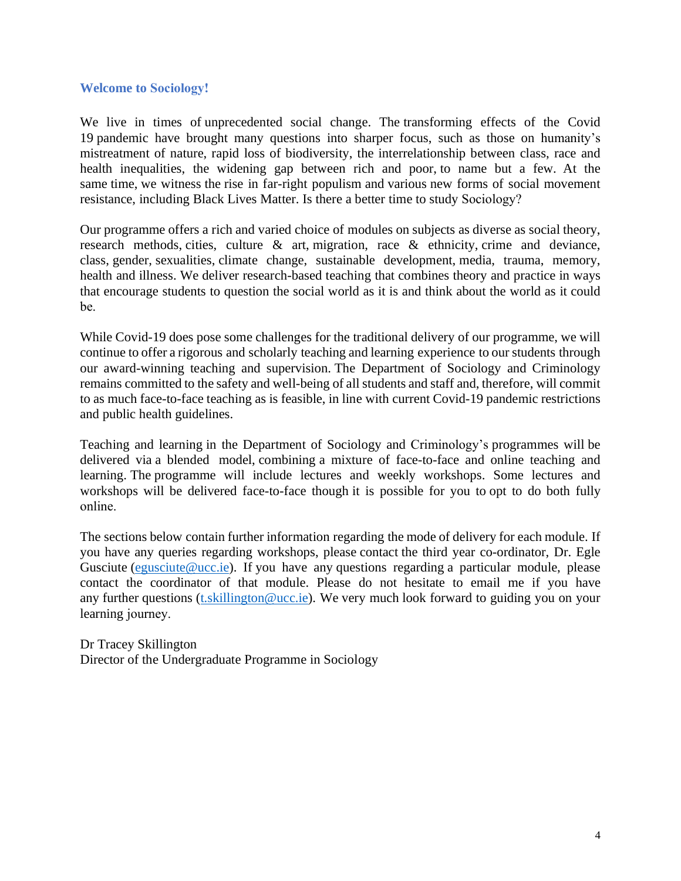## Welcome to Sociology!

We live in times of unprecedented social change. The transforming effects of the Covid 19 pandemic have brought many questions into sharper focus, such as those on humanity's mistreatment of nature, rapid loss of biodiversity, the interrelationship between class, race and health inequalities, the widening gap between rich and poor, to name but a few. At the same time, we witness the rise in far-right populism and various new forms of social movement resistance, including Black Lives Matter. Is there a better time to study Sociology?

Our programme offers a rich and varied choice of modules on subjects as diverse as social theory, research methods, cities, culture & art, migration, race & ethnicity, crime and deviance, class, gender, sexualities, climate change, sustainable development, media, trauma, memory, health and illness. We deliver research-based teaching that combines theory and practice in ways that encourage students to question the social world as it is and think about the world as it could be.

While Covid-19 does pose some challenges for the traditional delivery of our programme, we will continue to offer a rigorous and scholarly teaching and learning experience to our students through our award-winning teaching and supervision. The Department of Sociology and Criminology remains committed to the safety and well-being of all students and staff and, therefore, will commit to as much face-to-face teaching as is feasible, in line with current Covid-19 pandemic restrictions and public health guidelines.

Teaching and learning in the Department of Sociology and Criminology's programmes will be delivered via a blended model, combining a mixture of face-to-face and online teaching and learning. The programme will include lectures and weekly workshops. Some lectures and workshops will be delivered face-to-face though it is possible for you to opt to do both fully online.

The sections below contain further information regarding the mode of delivery for each module. If you have any queries regarding workshops, please contact the third year co-ordinator, Dr. Egle Gusciute (egusciute@ucc.ie). If you have any questions regarding a particular module, please contact the coordinator of that module. Please do not hesitate to email me if you have any further questions (t.skillington@ucc.ie). We very much look forward to guiding you on your learning journey.

Dr Tracey Skillington
Director of the Undergraduate Programme in Sociology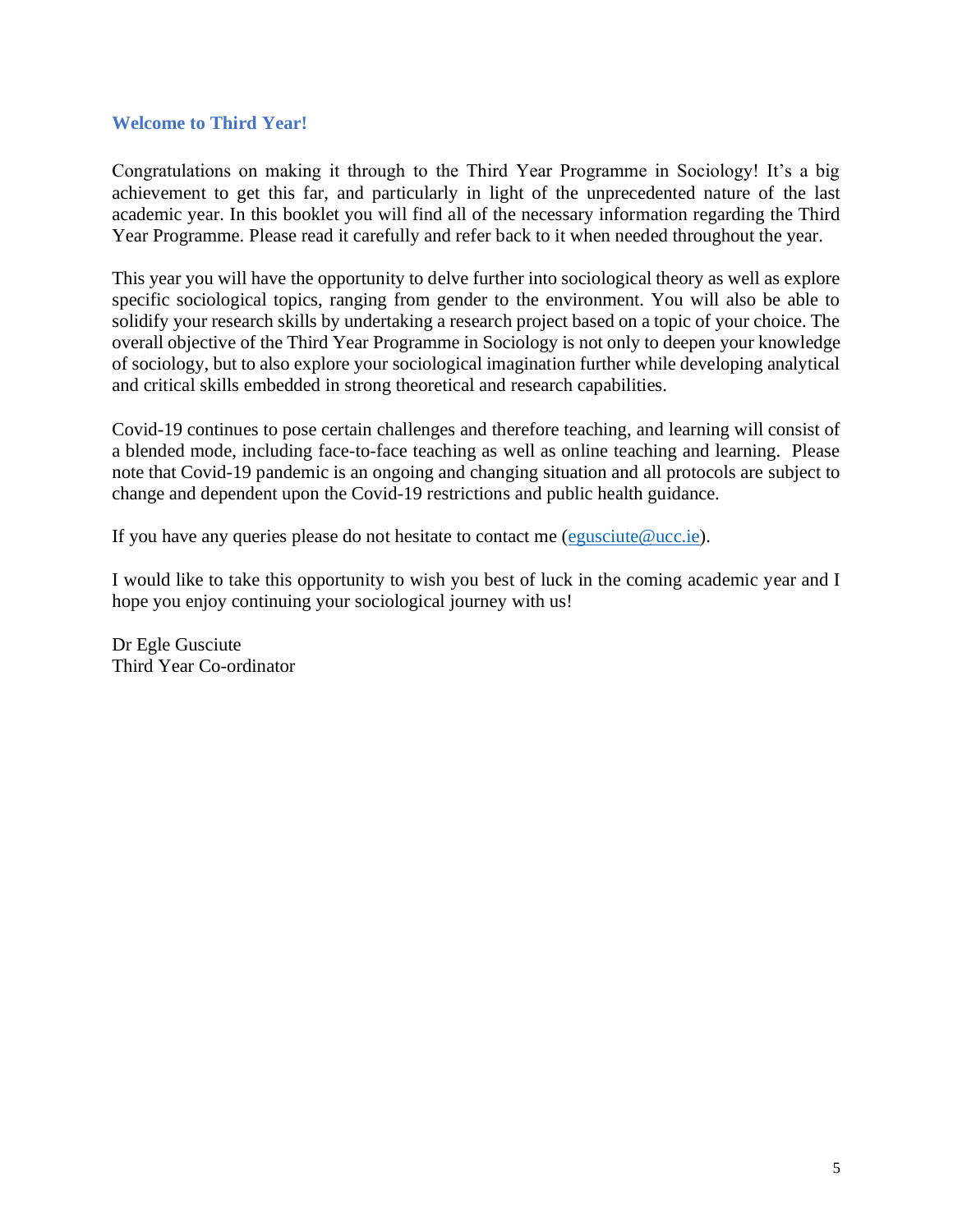## Welcome to Third Year!

Congratulations on making it through to the Third Year Programme in Sociology! It's a big achievement to get this far, and particularly in light of the unprecedented nature of the last academic year. In this booklet you will find all of the necessary information regarding the Third Year Programme. Please read it carefully and refer back to it when needed throughout the year.

This year you will have the opportunity to delve further into sociological theory as well as explore specific sociological topics, ranging from gender to the environment. You will also be able to solidify your research skills by undertaking a research project based on a topic of your choice. The overall objective of the Third Year Programme in Sociology is not only to deepen your knowledge of sociology, but to also explore your sociological imagination further while developing analytical and critical skills embedded in strong theoretical and research capabilities.

Covid-19 continues to pose certain challenges and therefore teaching, and learning will consist of a blended mode, including face-to-face teaching as well as online teaching and learning. Please note that Covid-19 pandemic is an ongoing and changing situation and all protocols are subject to change and dependent upon the Covid-19 restrictions and public health guidance.

If you have any queries please do not hesitate to contact me (egusciute@ucc.ie).

I would like to take this opportunity to wish you best of luck in the coming academic year and I hope you enjoy continuing your sociological journey with us!

Dr Egle Gusciute
Third Year Co-ordinator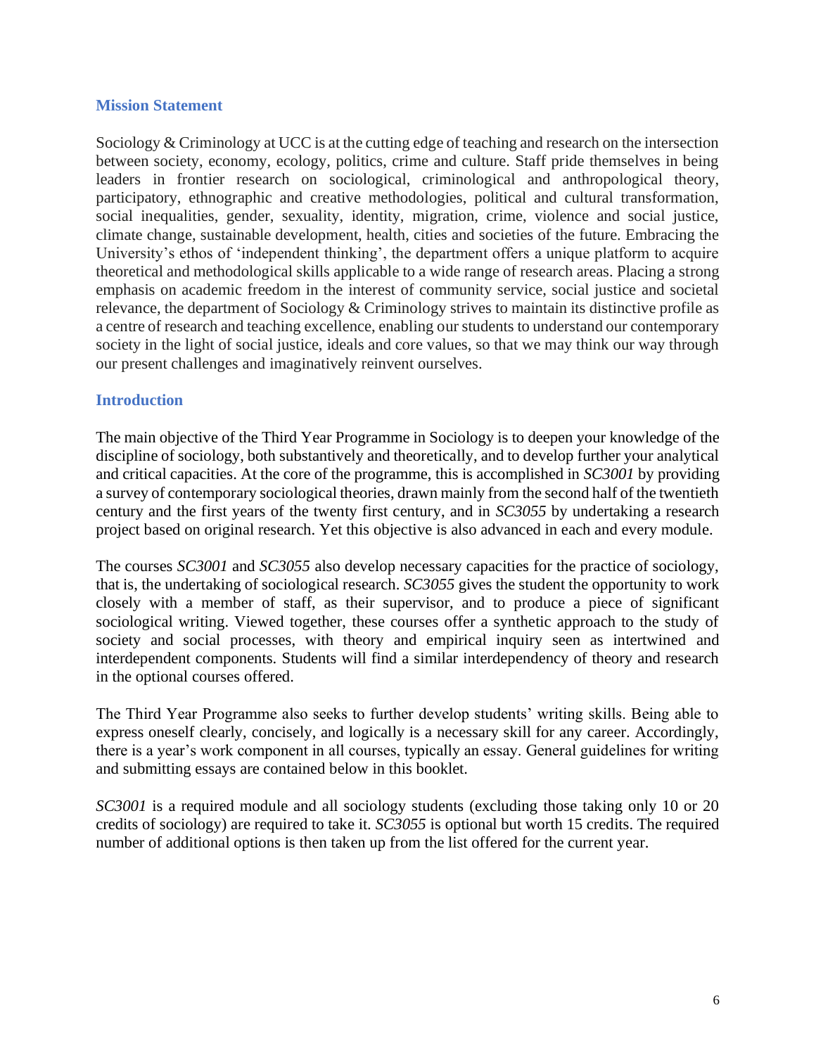## Mission Statement

Sociology & Criminology at UCC is at the cutting edge of teaching and research on the intersection between society, economy, ecology, politics, crime and culture. Staff pride themselves in being leaders in frontier research on sociological, criminological and anthropological theory, participatory, ethnographic and creative methodologies, political and cultural transformation, social inequalities, gender, sexuality, identity, migration, crime, violence and social justice, climate change, sustainable development, health, cities and societies of the future. Embracing the University's ethos of 'independent thinking', the department offers a unique platform to acquire theoretical and methodological skills applicable to a wide range of research areas. Placing a strong emphasis on academic freedom in the interest of community service, social justice and societal relevance, the department of Sociology & Criminology strives to maintain its distinctive profile as a centre of research and teaching excellence, enabling our students to understand our contemporary society in the light of social justice, ideals and core values, so that we may think our way through our present challenges and imaginatively reinvent ourselves.

## Introduction

The main objective of the Third Year Programme in Sociology is to deepen your knowledge of the discipline of sociology, both substantively and theoretically, and to develop further your analytical and critical capacities. At the core of the programme, this is accomplished in *SC3001* by providing a survey of contemporary sociological theories, drawn mainly from the second half of the twentieth century and the first years of the twenty first century, and in *SC3055* by undertaking a research project based on original research. Yet this objective is also advanced in each and every module.

The courses *SC3001* and *SC3055* also develop necessary capacities for the practice of sociology, that is, the undertaking of sociological research. *SC3055* gives the student the opportunity to work closely with a member of staff, as their supervisor, and to produce a piece of significant sociological writing. Viewed together, these courses offer a synthetic approach to the study of society and social processes, with theory and empirical inquiry seen as intertwined and interdependent components. Students will find a similar interdependency of theory and research in the optional courses offered.

The Third Year Programme also seeks to further develop students' writing skills. Being able to express oneself clearly, concisely, and logically is a necessary skill for any career. Accordingly, there is a year's work component in all courses, typically an essay. General guidelines for writing and submitting essays are contained below in this booklet.

*SC3001* is a required module and all sociology students (excluding those taking only 10 or 20 credits of sociology) are required to take it. *SC3055* is optional but worth 15 credits. The required number of additional options is then taken up from the list offered for the current year.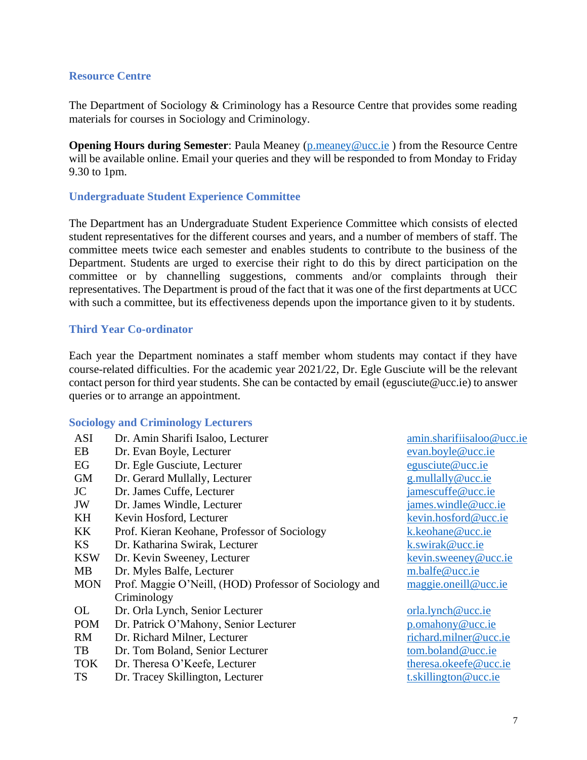## Resource Centre

The Department of Sociology & Criminology has a Resource Centre that provides some reading materials for courses in Sociology and Criminology.

**Opening Hours during Semester**: Paula Meaney (p.meaney@ucc.ie ) from the Resource Centre will be available online. Email your queries and they will be responded to from Monday to Friday 9.30 to 1pm.

## Undergraduate Student Experience Committee

The Department has an Undergraduate Student Experience Committee which consists of elected student representatives for the different courses and years, and a number of members of staff. The committee meets twice each semester and enables students to contribute to the business of the Department. Students are urged to exercise their right to do this by direct participation on the committee or by channelling suggestions, comments and/or complaints through their representatives. The Department is proud of the fact that it was one of the first departments at UCC with such a committee, but its effectiveness depends upon the importance given to it by students.

## Third Year Co-ordinator

Each year the Department nominates a staff member whom students may contact if they have course-related difficulties. For the academic year 2021/22, Dr. Egle Gusciute will be the relevant contact person for third year students. She can be contacted by email (egusciute@ucc.ie) to answer queries or to arrange an appointment.

## Sociology and Criminology Lecturers

| Code | Name | Email |
|---|---|---|
| ASI | Dr. Amin Sharifi Isaloo, Lecturer | amin.sharifiisaloo@ucc.ie |
| EB | Dr. Evan Boyle, Lecturer | evan.boyle@ucc.ie |
| EG | Dr. Egle Gusciute, Lecturer | egusciute@ucc.ie |
| GM | Dr. Gerard Mullally, Lecturer | g.mullally@ucc.ie |
| JC | Dr. James Cuffe, Lecturer | jamescuffe@ucc.ie |
| JW | Dr. James Windle, Lecturer | james.windle@ucc.ie |
| KH | Kevin Hosford, Lecturer | kevin.hosford@ucc.ie |
| KK | Prof. Kieran Keohane, Professor of Sociology | k.keohane@ucc.ie |
| KS | Dr. Katharina Swirak, Lecturer | k.swirak@ucc.ie |
| KSW | Dr. Kevin Sweeney, Lecturer | kevin.sweeney@ucc.ie |
| MB | Dr. Myles Balfe, Lecturer | m.balfe@ucc.ie |
| MON | Prof. Maggie O'Neill, (HOD) Professor of Sociology and Criminology | maggie.oneill@ucc.ie |
| OL | Dr. Orla Lynch, Senior Lecturer | orla.lynch@ucc.ie |
| POM | Dr. Patrick O'Mahony, Senior Lecturer | p.omahony@ucc.ie |
| RM | Dr. Richard Milner, Lecturer | richard.milner@ucc.ie |
| TB | Dr. Tom Boland, Senior Lecturer | tom.boland@ucc.ie |
| TOK | Dr. Theresa O'Keefe, Lecturer | theresa.okeefe@ucc.ie |
| TS | Dr. Tracey Skillington, Lecturer | t.skillington@ucc.ie |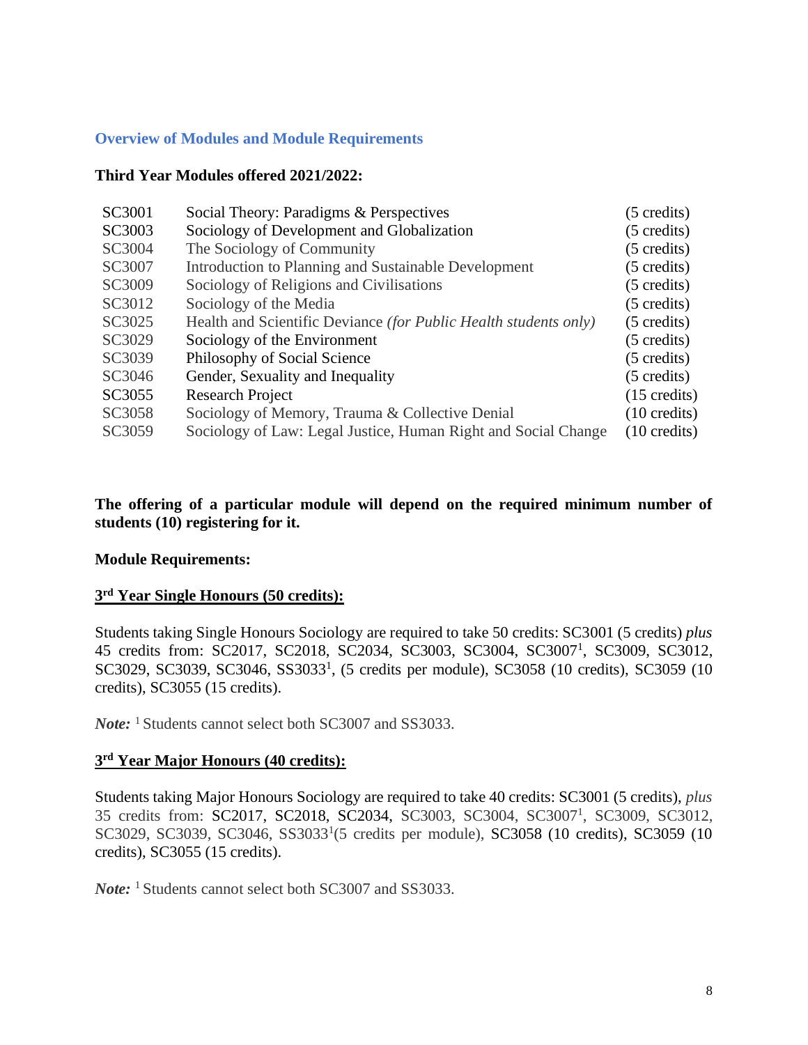## Overview of Modules and Module Requirements

### Third Year Modules offered 2021/2022:

| | | |
|---|---|---|
| SC3001 | Social Theory: Paradigms & Perspectives | (5 credits) |
| SC3003 | Sociology of Development and Globalization | (5 credits) |
| SC3004 | The Sociology of Community | (5 credits) |
| SC3007 | Introduction to Planning and Sustainable Development | (5 credits) |
| SC3009 | Sociology of Religions and Civilisations | (5 credits) |
| SC3012 | Sociology of the Media | (5 credits) |
| SC3025 | Health and Scientific Deviance *(for Public Health students only)* | (5 credits) |
| SC3029 | Sociology of the Environment | (5 credits) |
| SC3039 | Philosophy of Social Science | (5 credits) |
| SC3046 | Gender, Sexuality and Inequality | (5 credits) |
| SC3055 | Research Project | (15 credits) |
| SC3058 | Sociology of Memory, Trauma & Collective Denial | (10 credits) |
| SC3059 | Sociology of Law: Legal Justice, Human Right and Social Change | (10 credits) |

**The offering of a particular module will depend on the required minimum number of students (10) registering for it.**

**Module Requirements:**

### 3rd Year Single Honours (50 credits):

Students taking Single Honours Sociology are required to take 50 credits: SC3001 (5 credits) *plus* 45 credits from: SC2017, SC2018, SC2034, SC3003, SC3004, SC3007[1], SC3009, SC3012, SC3029, SC3039, SC3046, SS3033[1], (5 credits per module), SC3058 (10 credits), SC3059 (10 credits), SC3055 (15 credits).

***Note:*** [1] Students cannot select both SC3007 and SS3033.

### 3rd Year Major Honours (40 credits):

Students taking Major Honours Sociology are required to take 40 credits: SC3001 (5 credits), *plus* 35 credits from: SC2017, SC2018, SC2034, SC3003, SC3004, SC3007[1], SC3009, SC3012, SC3029, SC3039, SC3046, SS3033[1](5 credits per module), SC3058 (10 credits), SC3059 (10 credits), SC3055 (15 credits).

***Note:*** [1] Students cannot select both SC3007 and SS3033.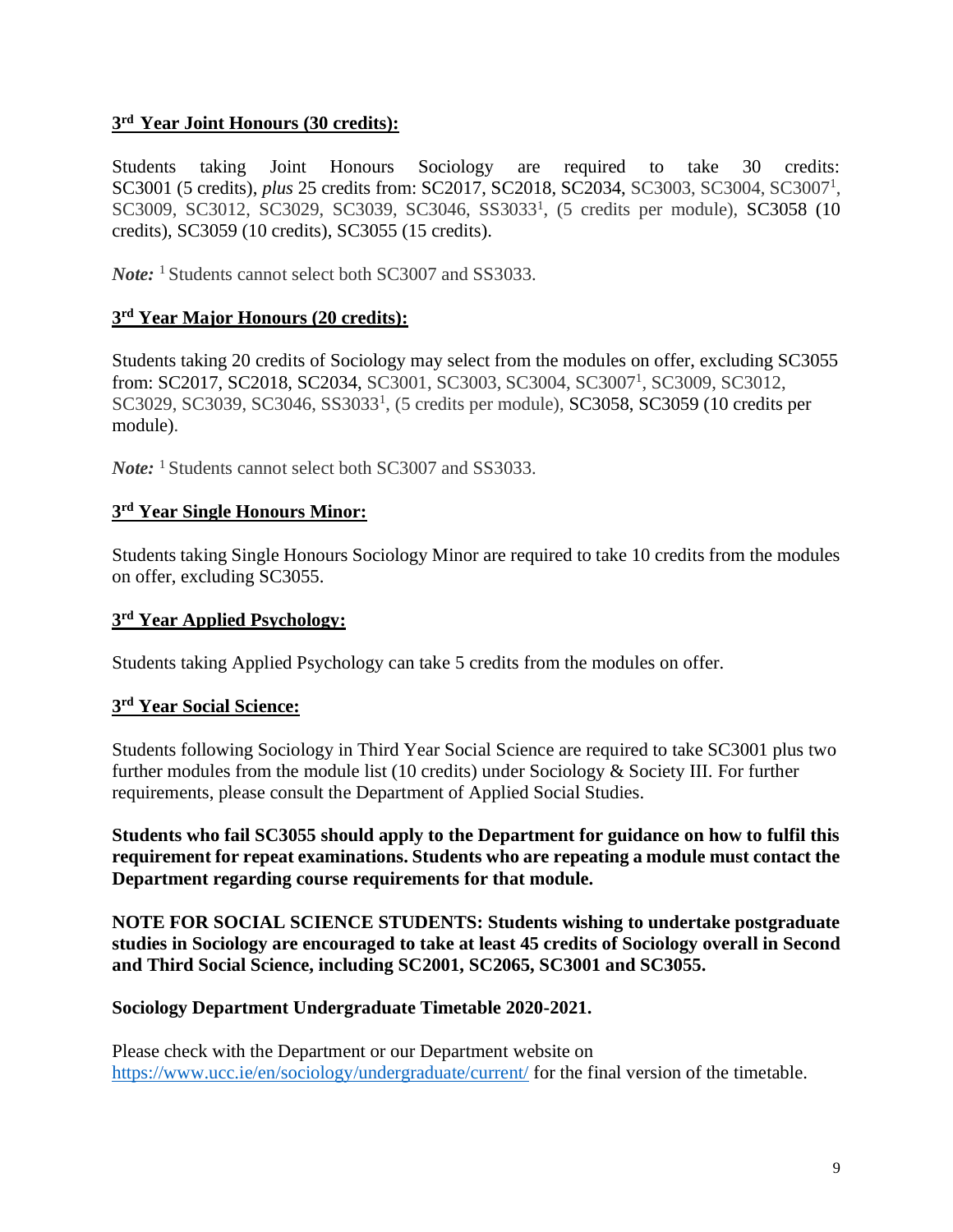## 3rd Year Joint Honours (30 credits):

Students taking Joint Honours Sociology are required to take 30 credits: SC3001 (5 credits), *plus* 25 credits from: SC2017, SC2018, SC2034, SC3003, SC3004, SC3007[1], SC3009, SC3012, SC3029, SC3039, SC3046, SS3033[1], (5 credits per module), SC3058 (10 credits), SC3059 (10 credits), SC3055 (15 credits).

***Note:*** [1] Students cannot select both SC3007 and SS3033.

## 3rd Year Major Honours (20 credits):

Students taking 20 credits of Sociology may select from the modules on offer, excluding SC3055 from: SC2017, SC2018, SC2034, SC3001, SC3003, SC3004, SC3007[1], SC3009, SC3012, SC3029, SC3039, SC3046, SS3033[1], (5 credits per module), SC3058, SC3059 (10 credits per module).

***Note:*** [1] Students cannot select both SC3007 and SS3033.

## 3rd Year Single Honours Minor:

Students taking Single Honours Sociology Minor are required to take 10 credits from the modules on offer, excluding SC3055.

## 3rd Year Applied Psychology:

Students taking Applied Psychology can take 5 credits from the modules on offer.

## 3rd Year Social Science:

Students following Sociology in Third Year Social Science are required to take SC3001 plus two further modules from the module list (10 credits) under Sociology & Society III. For further requirements, please consult the Department of Applied Social Studies.

**Students who fail SC3055 should apply to the Department for guidance on how to fulfil this requirement for repeat examinations. Students who are repeating a module must contact the Department regarding course requirements for that module.**

**NOTE FOR SOCIAL SCIENCE STUDENTS: Students wishing to undertake postgraduate studies in Sociology are encouraged to take at least 45 credits of Sociology overall in Second and Third Social Science, including SC2001, SC2065, SC3001 and SC3055.**

**Sociology Department Undergraduate Timetable 2020-2021.**

Please check with the Department or our Department website on https://www.ucc.ie/en/sociology/undergraduate/current/ for the final version of the timetable.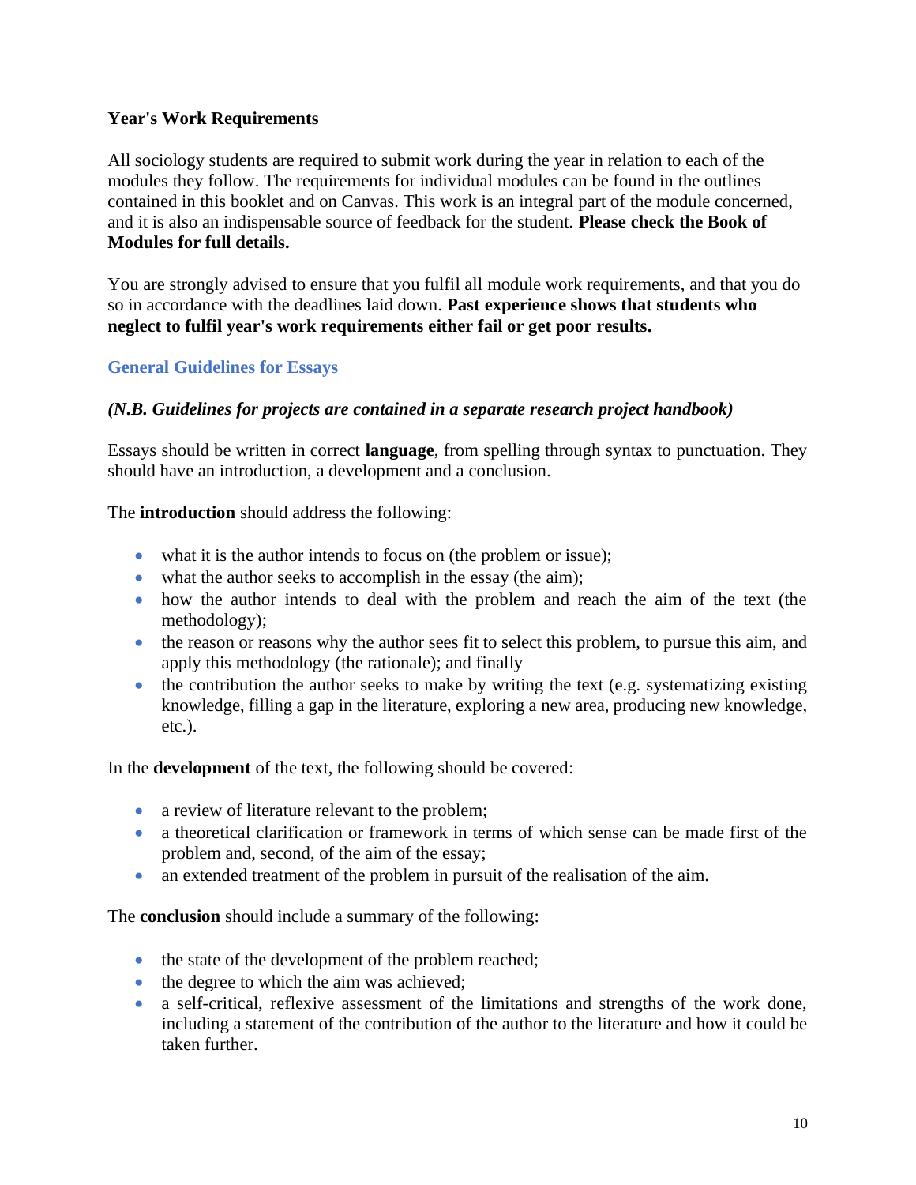**Year's Work Requirements**

All sociology students are required to submit work during the year in relation to each of the modules they follow. The requirements for individual modules can be found in the outlines contained in this booklet and on Canvas. This work is an integral part of the module concerned, and it is also an indispensable source of feedback for the student. **Please check the Book of Modules for full details.**

You are strongly advised to ensure that you fulfil all module work requirements, and that you do so in accordance with the deadlines laid down. **Past experience shows that students who neglect to fulfil year's work requirements either fail or get poor results.**

## General Guidelines for Essays

***(N.B. Guidelines for projects are contained in a separate research project handbook)***

Essays should be written in correct **language**, from spelling through syntax to punctuation. They should have an introduction, a development and a conclusion.

The **introduction** should address the following:

- what it is the author intends to focus on (the problem or issue);
- what the author seeks to accomplish in the essay (the aim);
- how the author intends to deal with the problem and reach the aim of the text (the methodology);
- the reason or reasons why the author sees fit to select this problem, to pursue this aim, and apply this methodology (the rationale); and finally
- the contribution the author seeks to make by writing the text (e.g. systematizing existing knowledge, filling a gap in the literature, exploring a new area, producing new knowledge, etc.).

In the **development** of the text, the following should be covered:

- a review of literature relevant to the problem;
- a theoretical clarification or framework in terms of which sense can be made first of the problem and, second, of the aim of the essay;
- an extended treatment of the problem in pursuit of the realisation of the aim.

The **conclusion** should include a summary of the following:

- the state of the development of the problem reached;
- the degree to which the aim was achieved;
- a self-critical, reflexive assessment of the limitations and strengths of the work done, including a statement of the contribution of the author to the literature and how it could be taken further.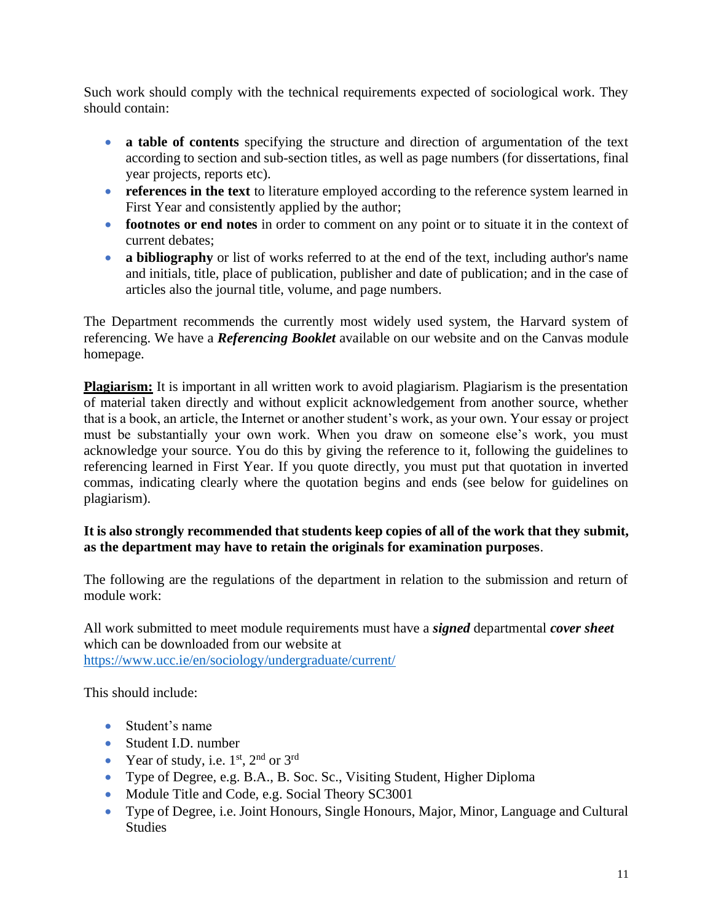Such work should comply with the technical requirements expected of sociological work. They should contain:

- **a table of contents** specifying the structure and direction of argumentation of the text according to section and sub-section titles, as well as page numbers (for dissertations, final year projects, reports etc).
- **references in the text** to literature employed according to the reference system learned in First Year and consistently applied by the author;
- **footnotes or end notes** in order to comment on any point or to situate it in the context of current debates;
- **a bibliography** or list of works referred to at the end of the text, including author's name and initials, title, place of publication, publisher and date of publication; and in the case of articles also the journal title, volume, and page numbers.

The Department recommends the currently most widely used system, the Harvard system of referencing. We have a ***Referencing Booklet*** available on our website and on the Canvas module homepage.

**Plagiarism:** It is important in all written work to avoid plagiarism. Plagiarism is the presentation of material taken directly and without explicit acknowledgement from another source, whether that is a book, an article, the Internet or another student's work, as your own. Your essay or project must be substantially your own work. When you draw on someone else's work, you must acknowledge your source. You do this by giving the reference to it, following the guidelines to referencing learned in First Year. If you quote directly, you must put that quotation in inverted commas, indicating clearly where the quotation begins and ends (see below for guidelines on plagiarism).

**It is also strongly recommended that students keep copies of all of the work that they submit, as the department may have to retain the originals for examination purposes**.

The following are the regulations of the department in relation to the submission and return of module work:

All work submitted to meet module requirements must have a ***signed*** departmental ***cover sheet*** which can be downloaded from our website at https://www.ucc.ie/en/sociology/undergraduate/current/

This should include:

- Student's name
- Student I.D. number
- Year of study, i.e. 1st, 2nd or 3rd
- Type of Degree, e.g. B.A., B. Soc. Sc., Visiting Student, Higher Diploma
- Module Title and Code, e.g. Social Theory SC3001
- Type of Degree, i.e. Joint Honours, Single Honours, Major, Minor, Language and Cultural Studies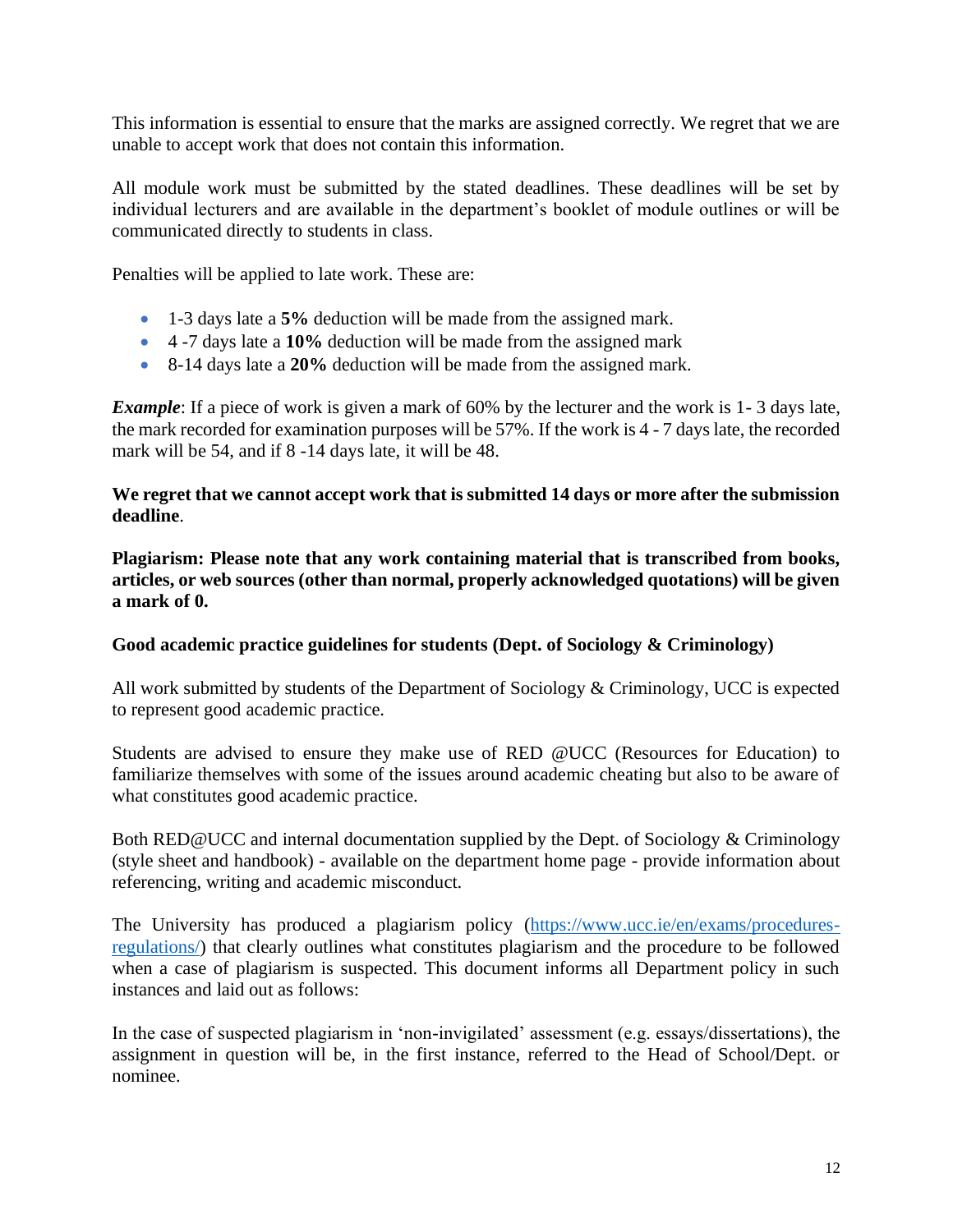This information is essential to ensure that the marks are assigned correctly. We regret that we are unable to accept work that does not contain this information.

All module work must be submitted by the stated deadlines. These deadlines will be set by individual lecturers and are available in the department's booklet of module outlines or will be communicated directly to students in class.

Penalties will be applied to late work. These are:

- 1-3 days late a **5%** deduction will be made from the assigned mark.
- 4 -7 days late a **10%** deduction will be made from the assigned mark
- 8-14 days late a **20%** deduction will be made from the assigned mark.

***Example***: If a piece of work is given a mark of 60% by the lecturer and the work is 1- 3 days late, the mark recorded for examination purposes will be 57%. If the work is 4 - 7 days late, the recorded mark will be 54, and if 8 -14 days late, it will be 48.

**We regret that we cannot accept work that is submitted 14 days or more after the submission deadline**.

**Plagiarism: Please note that any work containing material that is transcribed from books, articles, or web sources (other than normal, properly acknowledged quotations) will be given a mark of 0.**

**Good academic practice guidelines for students (Dept. of Sociology & Criminology)**

All work submitted by students of the Department of Sociology & Criminology, UCC is expected to represent good academic practice.

Students are advised to ensure they make use of RED @UCC (Resources for Education) to familiarize themselves with some of the issues around academic cheating but also to be aware of what constitutes good academic practice.

Both RED@UCC and internal documentation supplied by the Dept. of Sociology & Criminology (style sheet and handbook) - available on the department home page - provide information about referencing, writing and academic misconduct.

The University has produced a plagiarism policy (https://www.ucc.ie/en/exams/procedures-regulations/) that clearly outlines what constitutes plagiarism and the procedure to be followed when a case of plagiarism is suspected. This document informs all Department policy in such instances and laid out as follows:

In the case of suspected plagiarism in 'non-invigilated' assessment (e.g. essays/dissertations), the assignment in question will be, in the first instance, referred to the Head of School/Dept. or nominee.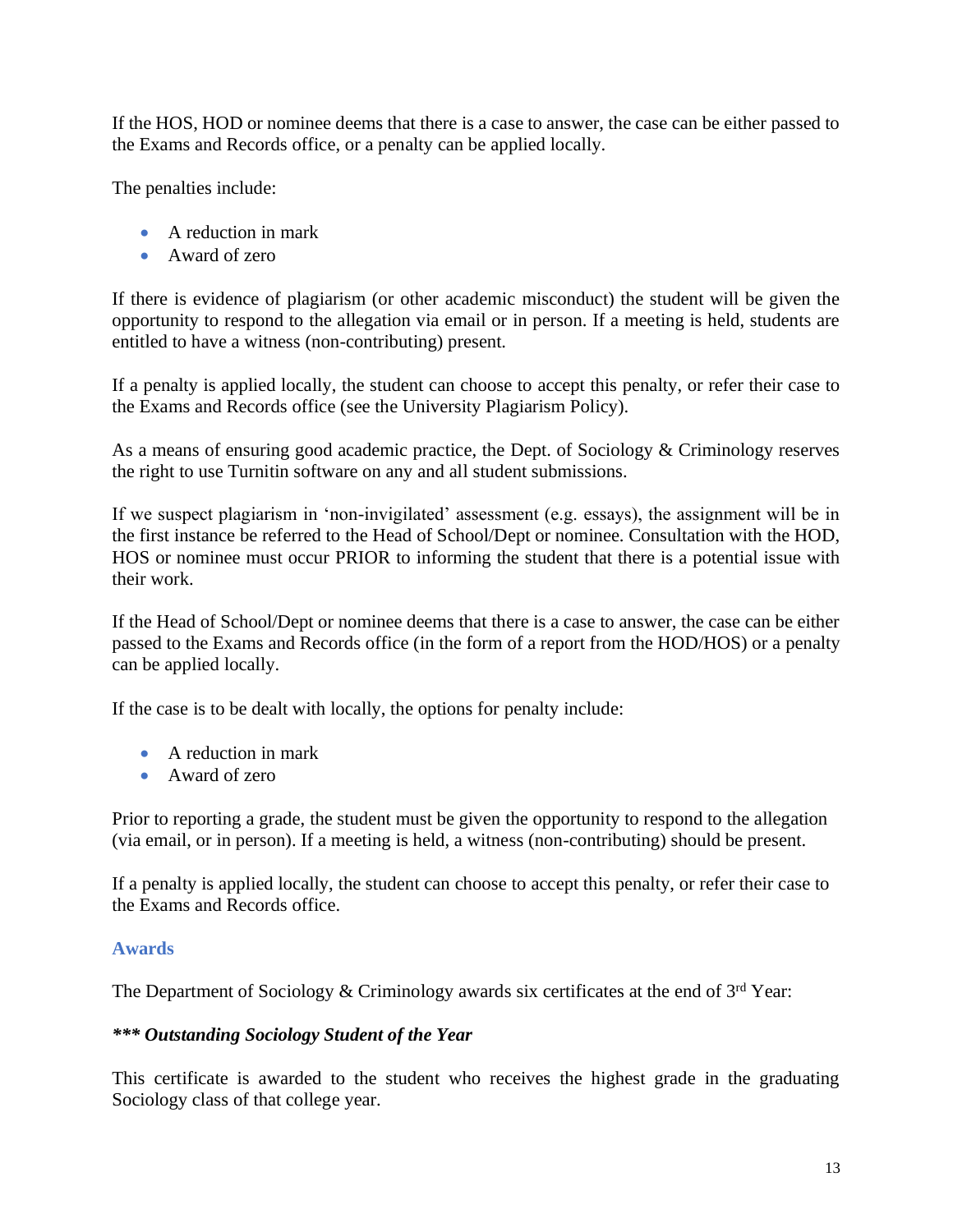If the HOS, HOD or nominee deems that there is a case to answer, the case can be either passed to the Exams and Records office, or a penalty can be applied locally.

The penalties include:

- A reduction in mark
- Award of zero

If there is evidence of plagiarism (or other academic misconduct) the student will be given the opportunity to respond to the allegation via email or in person. If a meeting is held, students are entitled to have a witness (non-contributing) present.

If a penalty is applied locally, the student can choose to accept this penalty, or refer their case to the Exams and Records office (see the University Plagiarism Policy).

As a means of ensuring good academic practice, the Dept. of Sociology & Criminology reserves the right to use Turnitin software on any and all student submissions.

If we suspect plagiarism in 'non-invigilated' assessment (e.g. essays), the assignment will be in the first instance be referred to the Head of School/Dept or nominee. Consultation with the HOD, HOS or nominee must occur PRIOR to informing the student that there is a potential issue with their work.

If the Head of School/Dept or nominee deems that there is a case to answer, the case can be either passed to the Exams and Records office (in the form of a report from the HOD/HOS) or a penalty can be applied locally.

If the case is to be dealt with locally, the options for penalty include:

- A reduction in mark
- Award of zero

Prior to reporting a grade, the student must be given the opportunity to respond to the allegation (via email, or in person). If a meeting is held, a witness (non-contributing) should be present.

If a penalty is applied locally, the student can choose to accept this penalty, or refer their case to the Exams and Records office.

## Awards

The Department of Sociology & Criminology awards six certificates at the end of 3rd Year:

***\*\*\* Outstanding Sociology Student of the Year***

This certificate is awarded to the student who receives the highest grade in the graduating Sociology class of that college year.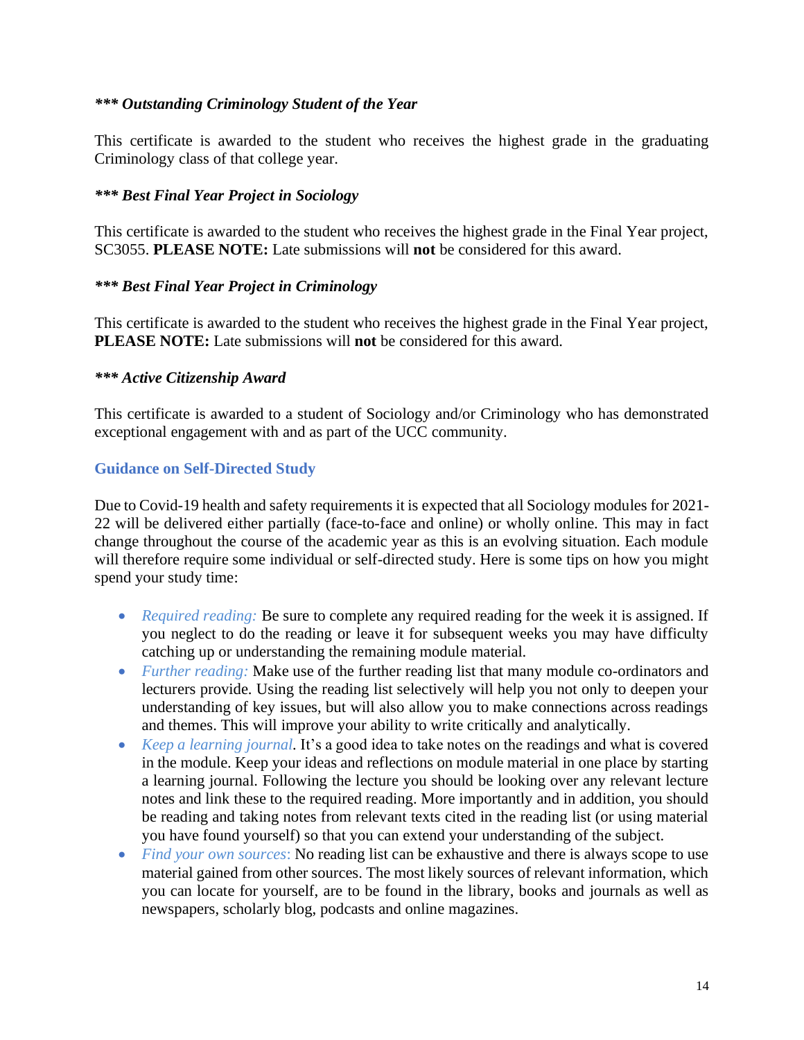***\* Outstanding Criminology Student of the Year***

This certificate is awarded to the student who receives the highest grade in the graduating Criminology class of that college year.

***\* Best Final Year Project in Sociology***

This certificate is awarded to the student who receives the highest grade in the Final Year project, SC3055. **PLEASE NOTE:** Late submissions will **not** be considered for this award.

***\* Best Final Year Project in Criminology***

This certificate is awarded to the student who receives the highest grade in the Final Year project, **PLEASE NOTE:** Late submissions will **not** be considered for this award.

***\* Active Citizenship Award***

This certificate is awarded to a student of Sociology and/or Criminology who has demonstrated exceptional engagement with and as part of the UCC community.

## Guidance on Self-Directed Study

Due to Covid-19 health and safety requirements it is expected that all Sociology modules for 2021-22 will be delivered either partially (face-to-face and online) or wholly online. This may in fact change throughout the course of the academic year as this is an evolving situation. Each module will therefore require some individual or self-directed study. Here is some tips on how you might spend your study time:

- *Required reading:* Be sure to complete any required reading for the week it is assigned. If you neglect to do the reading or leave it for subsequent weeks you may have difficulty catching up or understanding the remaining module material.
- *Further reading:* Make use of the further reading list that many module co-ordinators and lecturers provide. Using the reading list selectively will help you not only to deepen your understanding of key issues, but will also allow you to make connections across readings and themes. This will improve your ability to write critically and analytically.
- *Keep a learning journal*. It's a good idea to take notes on the readings and what is covered in the module. Keep your ideas and reflections on module material in one place by starting a learning journal. Following the lecture you should be looking over any relevant lecture notes and link these to the required reading. More importantly and in addition, you should be reading and taking notes from relevant texts cited in the reading list (or using material you have found yourself) so that you can extend your understanding of the subject.
- *Find your own sources*: No reading list can be exhaustive and there is always scope to use material gained from other sources. The most likely sources of relevant information, which you can locate for yourself, are to be found in the library, books and journals as well as newspapers, scholarly blog, podcasts and online magazines.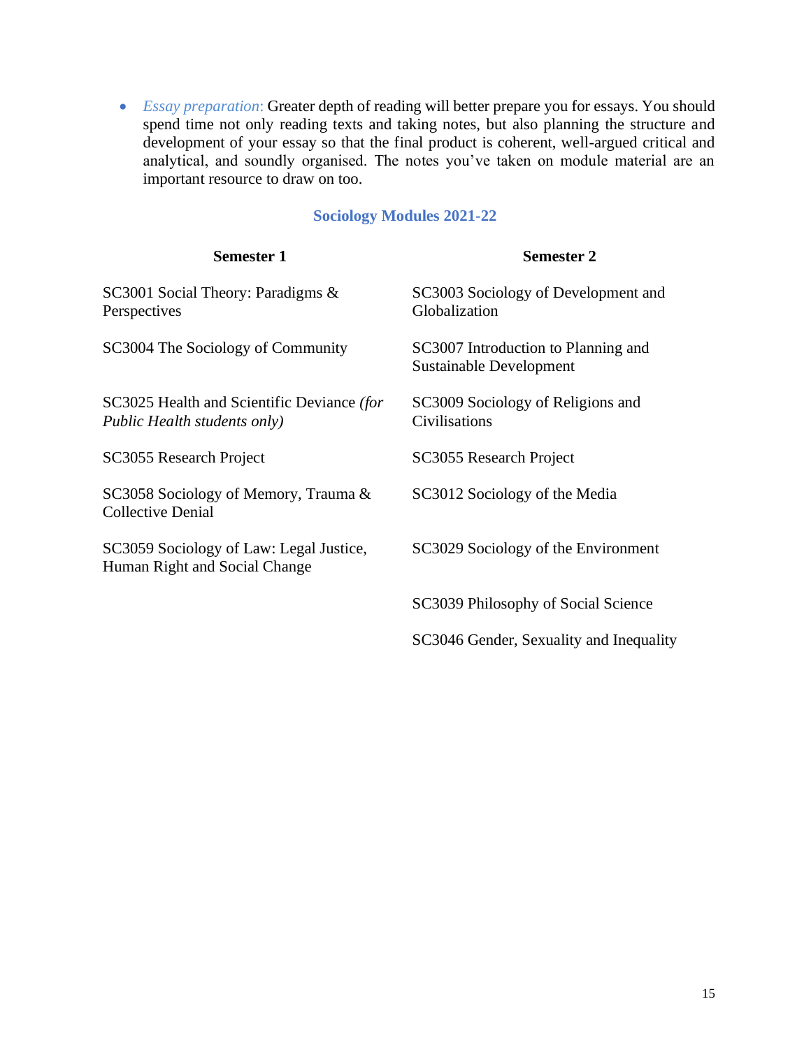- *Essay preparation*: Greater depth of reading will better prepare you for essays. You should spend time not only reading texts and taking notes, but also planning the structure and development of your essay so that the final product is coherent, well-argued critical and analytical, and soundly organised. The notes you've taken on module material are an important resource to draw on too.

## Sociology Modules 2021-22

| Semester 1 | Semester 2 |
| --- | --- |
| SC3001 Social Theory: Paradigms & Perspectives | SC3003 Sociology of Development and Globalization |
| SC3004 The Sociology of Community | SC3007 Introduction to Planning and Sustainable Development |
| SC3025 Health and Scientific Deviance *(for Public Health students only)* | SC3009 Sociology of Religions and Civilisations |
| SC3055 Research Project | SC3055 Research Project |
| SC3058 Sociology of Memory, Trauma & Collective Denial | SC3012 Sociology of the Media |
| SC3059 Sociology of Law: Legal Justice, Human Right and Social Change | SC3029 Sociology of the Environment |
| | SC3039 Philosophy of Social Science |
| | SC3046 Gender, Sexuality and Inequality |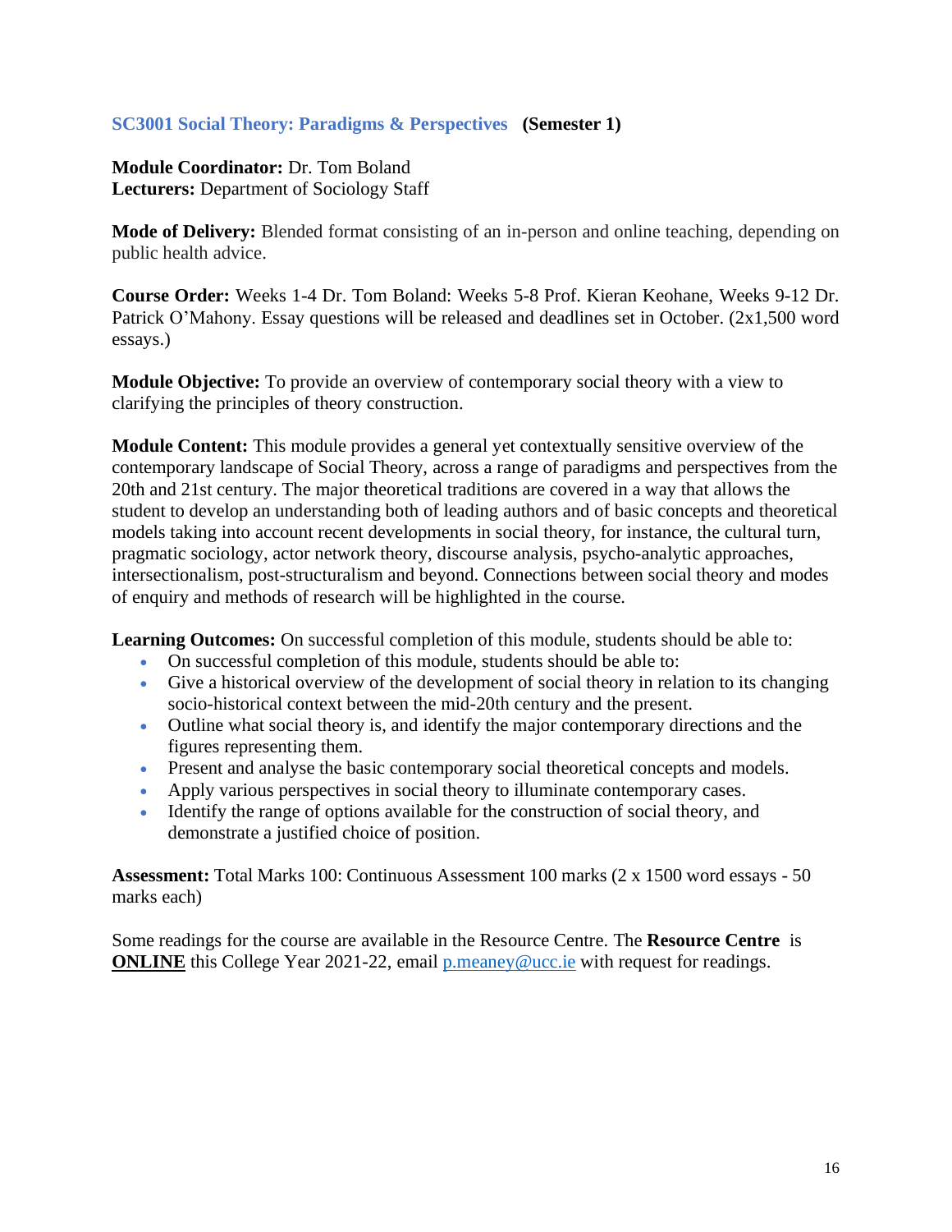## SC3001 Social Theory: Paradigms & Perspectives **(Semester 1)**

**Module Coordinator:** Dr. Tom Boland
**Lecturers:** Department of Sociology Staff

**Mode of Delivery:** Blended format consisting of an in-person and online teaching, depending on public health advice.

**Course Order:** Weeks 1-4 Dr. Tom Boland: Weeks 5-8 Prof. Kieran Keohane, Weeks 9-12 Dr. Patrick O'Mahony. Essay questions will be released and deadlines set in October. (2x1,500 word essays.)

**Module Objective:** To provide an overview of contemporary social theory with a view to clarifying the principles of theory construction.

**Module Content:** This module provides a general yet contextually sensitive overview of the contemporary landscape of Social Theory, across a range of paradigms and perspectives from the 20th and 21st century. The major theoretical traditions are covered in a way that allows the student to develop an understanding both of leading authors and of basic concepts and theoretical models taking into account recent developments in social theory, for instance, the cultural turn, pragmatic sociology, actor network theory, discourse analysis, psycho-analytic approaches, intersectionalism, post-structuralism and beyond. Connections between social theory and modes of enquiry and methods of research will be highlighted in the course.

**Learning Outcomes:** On successful completion of this module, students should be able to:

- On successful completion of this module, students should be able to:
- Give a historical overview of the development of social theory in relation to its changing socio-historical context between the mid-20th century and the present.
- Outline what social theory is, and identify the major contemporary directions and the figures representing them.
- Present and analyse the basic contemporary social theoretical concepts and models.
- Apply various perspectives in social theory to illuminate contemporary cases.
- Identify the range of options available for the construction of social theory, and demonstrate a justified choice of position.

**Assessment:** Total Marks 100: Continuous Assessment 100 marks (2 x 1500 word essays - 50 marks each)

Some readings for the course are available in the Resource Centre. The **Resource Centre** is **ONLINE** this College Year 2021-22, email [p.meaney@ucc.ie](mailto:p.meaney@ucc.ie) with request for readings.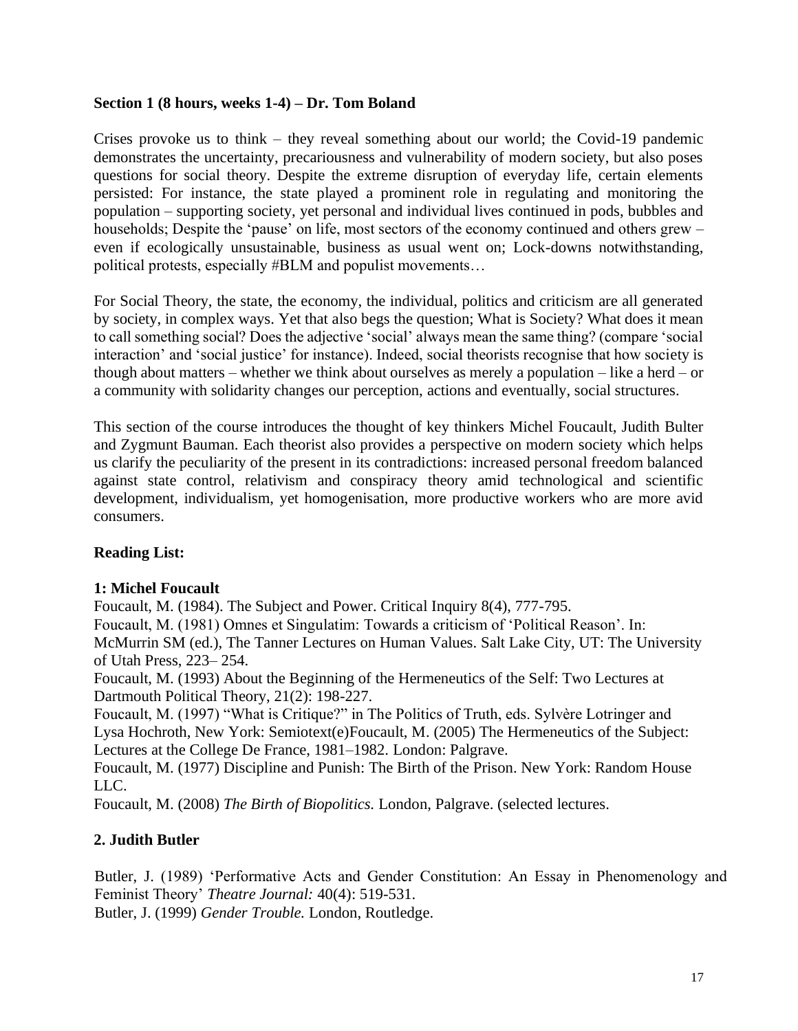**Section 1 (8 hours, weeks 1-4) – Dr. Tom Boland**

Crises provoke us to think – they reveal something about our world; the Covid-19 pandemic demonstrates the uncertainty, precariousness and vulnerability of modern society, but also poses questions for social theory. Despite the extreme disruption of everyday life, certain elements persisted: For instance, the state played a prominent role in regulating and monitoring the population – supporting society, yet personal and individual lives continued in pods, bubbles and households; Despite the 'pause' on life, most sectors of the economy continued and others grew – even if ecologically unsustainable, business as usual went on; Lock-downs notwithstanding, political protests, especially #BLM and populist movements…

For Social Theory, the state, the economy, the individual, politics and criticism are all generated by society, in complex ways. Yet that also begs the question; What is Society? What does it mean to call something social? Does the adjective 'social' always mean the same thing? (compare 'social interaction' and 'social justice' for instance). Indeed, social theorists recognise that how society is though about matters – whether we think about ourselves as merely a population – like a herd – or a community with solidarity changes our perception, actions and eventually, social structures.

This section of the course introduces the thought of key thinkers Michel Foucault, Judith Bulter and Zygmunt Bauman. Each theorist also provides a perspective on modern society which helps us clarify the peculiarity of the present in its contradictions: increased personal freedom balanced against state control, relativism and conspiracy theory amid technological and scientific development, individualism, yet homogenisation, more productive workers who are more avid consumers.

**Reading List:**

**1: Michel Foucault**

Foucault, M. (1984). The Subject and Power. Critical Inquiry 8(4), 777-795.

Foucault, M. (1981) Omnes et Singulatim: Towards a criticism of 'Political Reason'. In: McMurrin SM (ed.), The Tanner Lectures on Human Values. Salt Lake City, UT: The University of Utah Press, 223– 254.

Foucault, M. (1993) About the Beginning of the Hermeneutics of the Self: Two Lectures at Dartmouth Political Theory, 21(2): 198-227.

Foucault, M. (1997) "What is Critique?" in The Politics of Truth, eds. Sylvère Lotringer and Lysa Hochroth, New York: Semiotext(e)Foucault, M. (2005) The Hermeneutics of the Subject: Lectures at the College De France, 1981–1982. London: Palgrave.

Foucault, M. (1977) Discipline and Punish: The Birth of the Prison. New York: Random House LLC.

Foucault, M. (2008) *The Birth of Biopolitics.* London, Palgrave. (selected lectures.

**2. Judith Butler**

Butler, J. (1989) 'Performative Acts and Gender Constitution: An Essay in Phenomenology and Feminist Theory' *Theatre Journal:* 40(4): 519-531.

Butler, J. (1999) *Gender Trouble.* London, Routledge.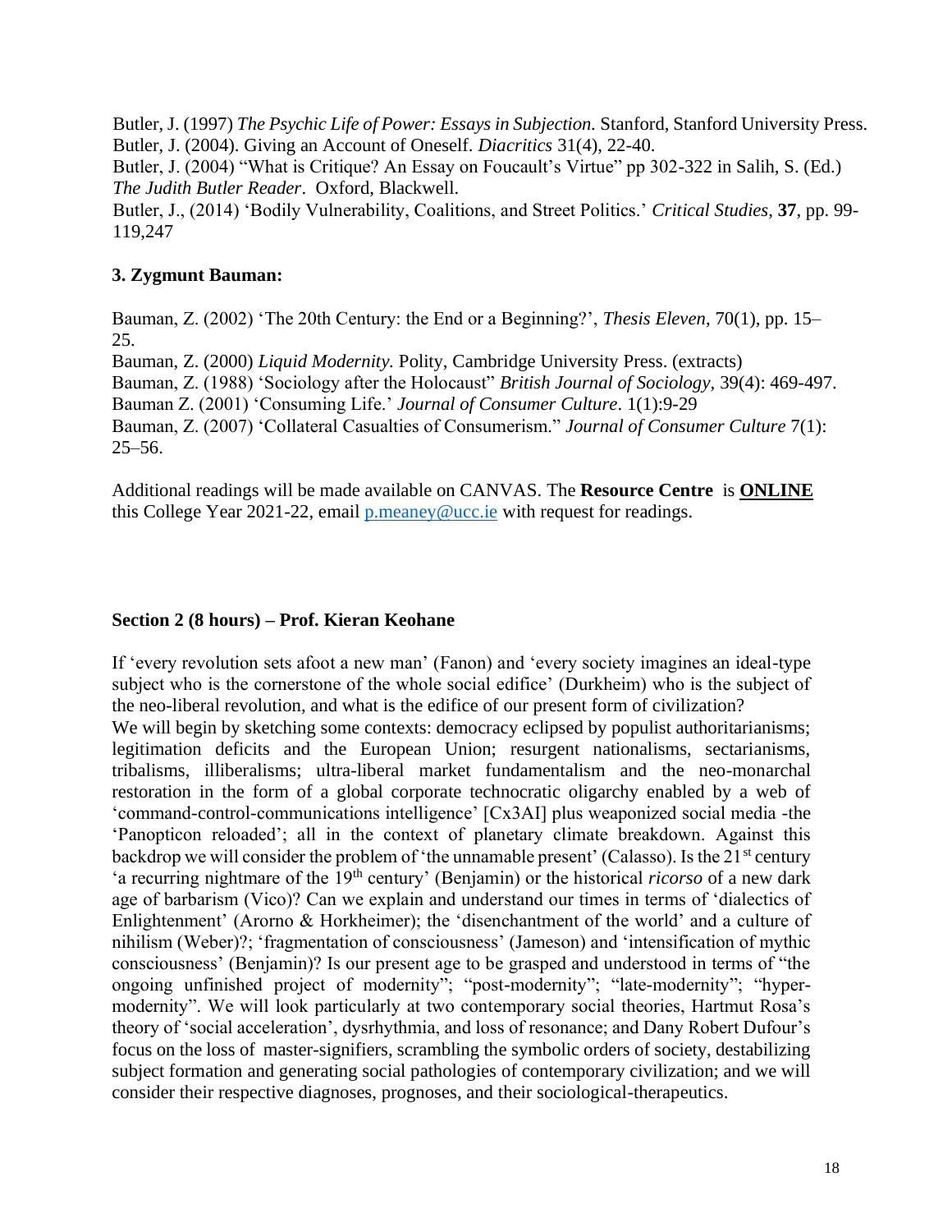Butler, J. (1997) *The Psychic Life of Power: Essays in Subjection.* Stanford, Stanford University Press.
Butler, J. (2004). Giving an Account of Oneself. *Diacritics* 31(4), 22-40.
Butler, J. (2004) "What is Critique? An Essay on Foucault's Virtue" pp 302-322 in Salih, S. (Ed.) *The Judith Butler Reader*. Oxford, Blackwell.
Butler, J., (2014) 'Bodily Vulnerability, Coalitions, and Street Politics.' *Critical Studies*, **37**, pp. 99-119,247

### 3. Zygmunt Bauman:

Bauman, Z. (2002) 'The 20th Century: the End or a Beginning?', *Thesis Eleven*, 70(1), pp. 15–25.
Bauman, Z. (2000) *Liquid Modernity.* Polity, Cambridge University Press. (extracts)
Bauman, Z. (1988) 'Sociology after the Holocaust" *British Journal of Sociology,* 39(4): 469-497.
Bauman Z. (2001) 'Consuming Life.' *Journal of Consumer Culture*. 1(1):9-29
Bauman, Z. (2007) 'Collateral Casualties of Consumerism." *Journal of Consumer Culture* 7(1): 25–56.

Additional readings will be made available on CANVAS. The **Resource Centre** is **ONLINE** this College Year 2021-22, email p.meaney@ucc.ie with request for readings.

### Section 2 (8 hours) – Prof. Kieran Keohane

If 'every revolution sets afoot a new man' (Fanon) and 'every society imagines an ideal-type subject who is the cornerstone of the whole social edifice' (Durkheim) who is the subject of the neo-liberal revolution, and what is the edifice of our present form of civilization?
We will begin by sketching some contexts: democracy eclipsed by populist authoritarianisms; legitimation deficits and the European Union; resurgent nationalisms, sectarianisms, tribalisms, illiberalisms; ultra-liberal market fundamentalism and the neo-monarchal restoration in the form of a global corporate technocratic oligarchy enabled by a web of 'command-control-communications intelligence' [Cx3AI] plus weaponized social media -the 'Panopticon reloaded'; all in the context of planetary climate breakdown. Against this backdrop we will consider the problem of 'the unnamable present' (Calasso). Is the 21st century 'a recurring nightmare of the 19th century' (Benjamin) or the historical *ricorso* of a new dark age of barbarism (Vico)? Can we explain and understand our times in terms of 'dialectics of Enlightenment' (Arorno & Horkheimer); the 'disenchantment of the world' and a culture of nihilism (Weber)?; 'fragmentation of consciousness' (Jameson) and 'intensification of mythic consciousness' (Benjamin)? Is our present age to be grasped and understood in terms of "the ongoing unfinished project of modernity"; "post-modernity"; "late-modernity"; "hyper-modernity". We will look particularly at two contemporary social theories, Hartmut Rosa's theory of 'social acceleration', dysrhythmia, and loss of resonance; and Dany Robert Dufour's focus on the loss of master-signifiers, scrambling the symbolic orders of society, destabilizing subject formation and generating social pathologies of contemporary civilization; and we will consider their respective diagnoses, prognoses, and their sociological-therapeutics.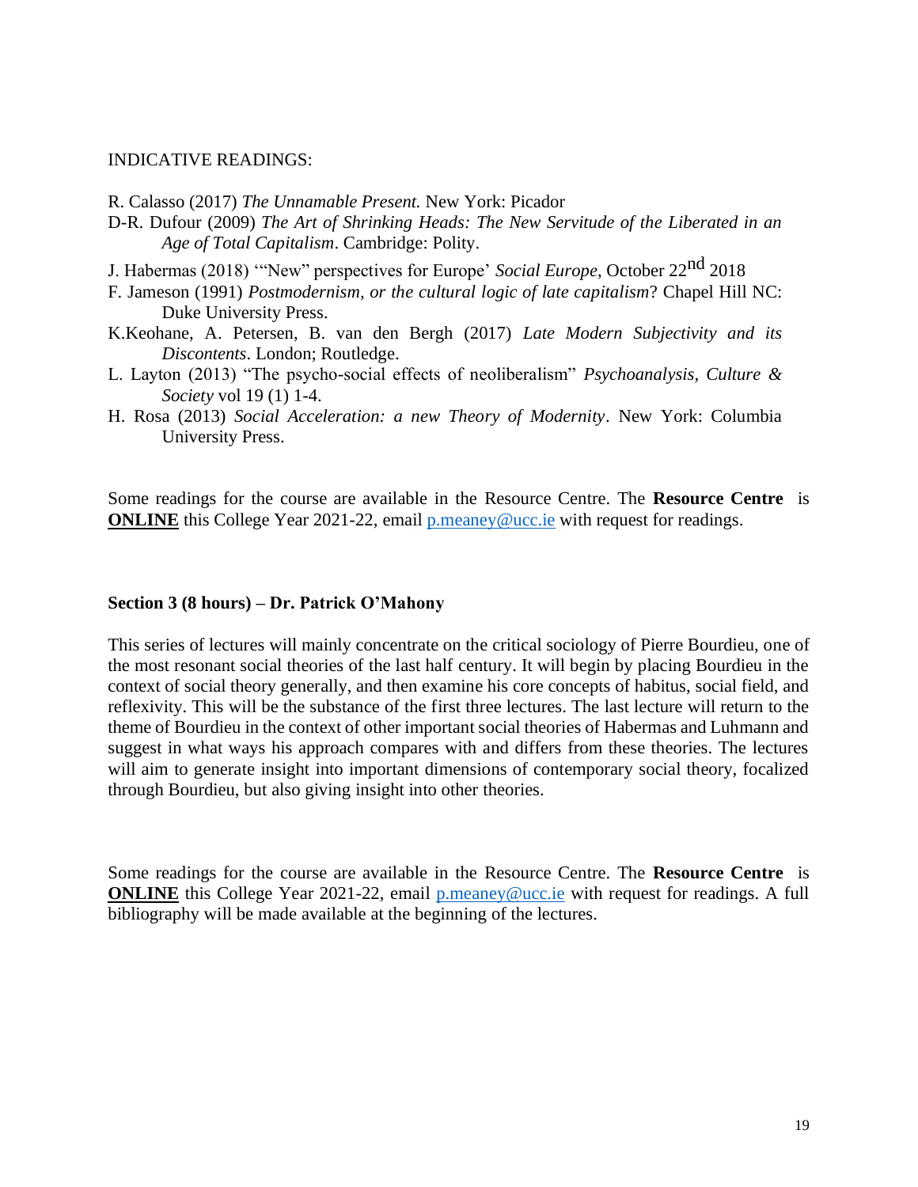INDICATIVE READINGS:

R. Calasso (2017) *The Unnamable Present.* New York: Picador

D-R. Dufour (2009) *The Art of Shrinking Heads: The New Servitude of the Liberated in an Age of Total Capitalism*. Cambridge: Polity.

J. Habermas (2018) '"New" perspectives for Europe' *Social Europe*, October 22nd 2018

F. Jameson (1991) *Postmodernism, or the cultural logic of late capitalism*? Chapel Hill NC: Duke University Press.

K.Keohane, A. Petersen, B. van den Bergh (2017) *Late Modern Subjectivity and its Discontents*. London; Routledge.

L. Layton (2013) "The psycho-social effects of neoliberalism" *Psychoanalysis, Culture & Society* vol 19 (1) 1-4.

H. Rosa (2013) *Social Acceleration: a new Theory of Modernity*. New York: Columbia University Press.

Some readings for the course are available in the Resource Centre. The **Resource Centre** is **ONLINE** this College Year 2021-22, email p.meaney@ucc.ie with request for readings.

**Section 3 (8 hours) – Dr. Patrick O'Mahony**

This series of lectures will mainly concentrate on the critical sociology of Pierre Bourdieu, one of the most resonant social theories of the last half century. It will begin by placing Bourdieu in the context of social theory generally, and then examine his core concepts of habitus, social field, and reflexivity. This will be the substance of the first three lectures. The last lecture will return to the theme of Bourdieu in the context of other important social theories of Habermas and Luhmann and suggest in what ways his approach compares with and differs from these theories. The lectures will aim to generate insight into important dimensions of contemporary social theory, focalized through Bourdieu, but also giving insight into other theories.

Some readings for the course are available in the Resource Centre. The **Resource Centre** is **ONLINE** this College Year 2021-22, email p.meaney@ucc.ie with request for readings. A full bibliography will be made available at the beginning of the lectures.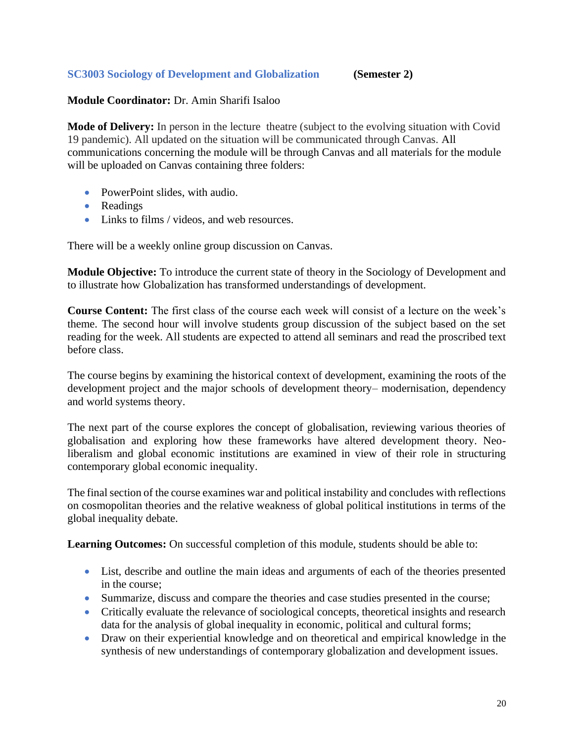### SC3003 Sociology of Development and Globalization (Semester 2)

**Module Coordinator:** Dr. Amin Sharifi Isaloo

**Mode of Delivery:** In person in the lecture theatre (subject to the evolving situation with Covid 19 pandemic). All updated on the situation will be communicated through Canvas. All communications concerning the module will be through Canvas and all materials for the module will be uploaded on Canvas containing three folders:

- PowerPoint slides, with audio.
- Readings
- Links to films / videos, and web resources.

There will be a weekly online group discussion on Canvas.

**Module Objective:** To introduce the current state of theory in the Sociology of Development and to illustrate how Globalization has transformed understandings of development.

**Course Content:** The first class of the course each week will consist of a lecture on the week's theme. The second hour will involve students group discussion of the subject based on the set reading for the week. All students are expected to attend all seminars and read the proscribed text before class.

The course begins by examining the historical context of development, examining the roots of the development project and the major schools of development theory– modernisation, dependency and world systems theory.

The next part of the course explores the concept of globalisation, reviewing various theories of globalisation and exploring how these frameworks have altered development theory. Neo-liberalism and global economic institutions are examined in view of their role in structuring contemporary global economic inequality.

The final section of the course examines war and political instability and concludes with reflections on cosmopolitan theories and the relative weakness of global political institutions in terms of the global inequality debate.

**Learning Outcomes:** On successful completion of this module, students should be able to:

- List, describe and outline the main ideas and arguments of each of the theories presented in the course;
- Summarize, discuss and compare the theories and case studies presented in the course;
- Critically evaluate the relevance of sociological concepts, theoretical insights and research data for the analysis of global inequality in economic, political and cultural forms;
- Draw on their experiential knowledge and on theoretical and empirical knowledge in the synthesis of new understandings of contemporary globalization and development issues.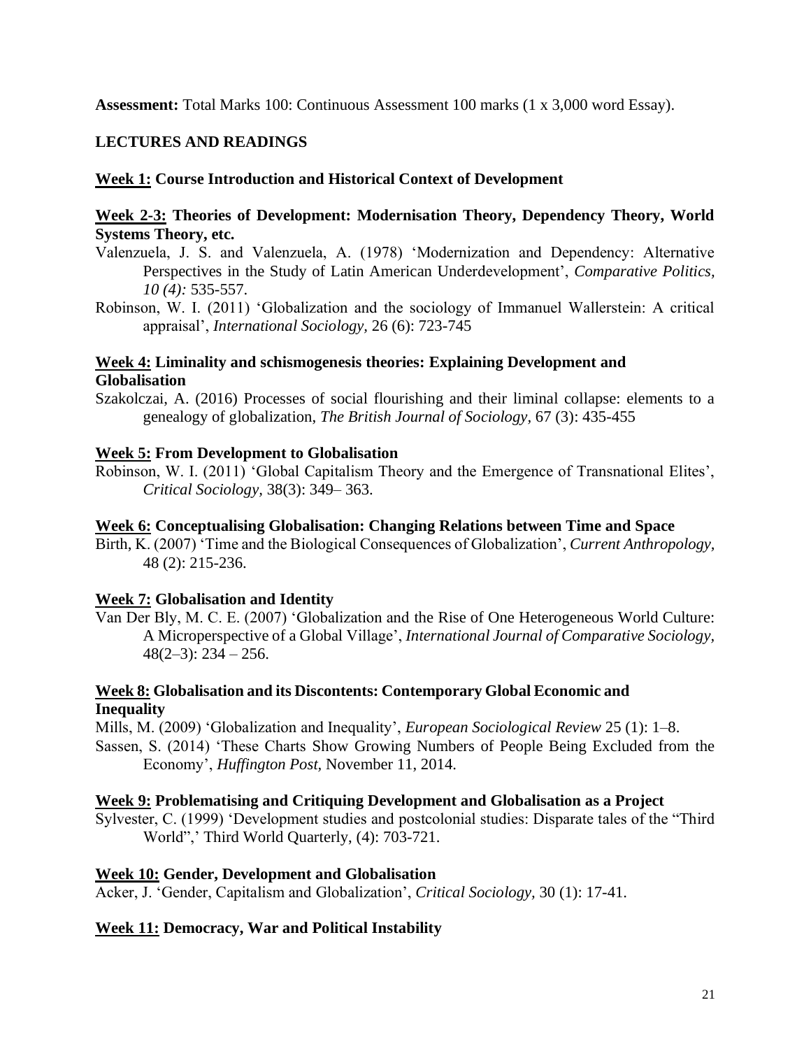**Assessment:** Total Marks 100: Continuous Assessment 100 marks (1 x 3,000 word Essay).

**LECTURES AND READINGS**

**Week 1: Course Introduction and Historical Context of Development**

**Week 2-3: Theories of Development: Modernisation Theory, Dependency Theory, World Systems Theory, etc.**

Valenzuela, J. S. and Valenzuela, A. (1978) 'Modernization and Dependency: Alternative Perspectives in the Study of Latin American Underdevelopment', *Comparative Politics, 10 (4):* 535-557.

Robinson, W. I. (2011) 'Globalization and the sociology of Immanuel Wallerstein: A critical appraisal', *International Sociology,* 26 (6): 723-745

**Week 4: Liminality and schismogenesis theories: Explaining Development and Globalisation**

Szakolczai, A. (2016) Processes of social flourishing and their liminal collapse: elements to a genealogy of globalization, *The British Journal of Sociology,* 67 (3): 435-455

**Week 5: From Development to Globalisation**

Robinson, W. I. (2011) 'Global Capitalism Theory and the Emergence of Transnational Elites', *Critical Sociology,* 38(3): 349– 363.

**Week 6: Conceptualising Globalisation: Changing Relations between Time and Space**

Birth, K. (2007) 'Time and the Biological Consequences of Globalization', *Current Anthropology,* 48 (2): 215-236.

**Week 7: Globalisation and Identity**

Van Der Bly, M. C. E. (2007) 'Globalization and the Rise of One Heterogeneous World Culture: A Microperspective of a Global Village', *International Journal of Comparative Sociology,* 48(2–3): 234 – 256.

**Week 8: Globalisation and its Discontents: Contemporary Global Economic and Inequality**

Mills, M. (2009) 'Globalization and Inequality', *European Sociological Review* 25 (1): 1–8.

Sassen, S. (2014) 'These Charts Show Growing Numbers of People Being Excluded from the Economy', *Huffington Post,* November 11, 2014.

**Week 9: Problematising and Critiquing Development and Globalisation as a Project**

Sylvester, C. (1999) 'Development studies and postcolonial studies: Disparate tales of the "Third World",' Third World Quarterly, (4): 703-721.

**Week 10: Gender, Development and Globalisation**

Acker, J. 'Gender, Capitalism and Globalization', *Critical Sociology,* 30 (1): 17-41.

**Week 11: Democracy, War and Political Instability**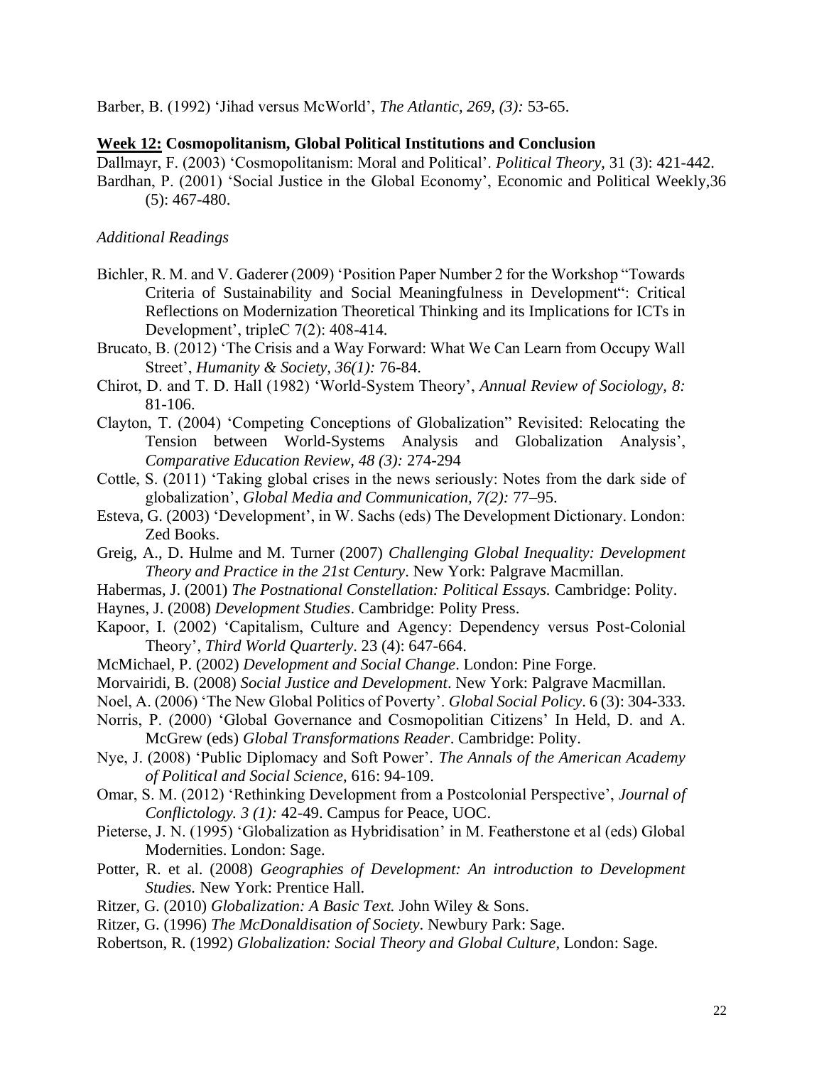Barber, B. (1992) 'Jihad versus McWorld', *The Atlantic, 269, (3):* 53-65.

**<u>Week 12:</u> Cosmopolitanism, Global Political Institutions and Conclusion**

Dallmayr, F. (2003) 'Cosmopolitanism: Moral and Political'. *Political Theory*, 31 (3): 421-442.

Bardhan, P. (2001) 'Social Justice in the Global Economy', Economic and Political Weekly,36 (5): 467-480.

*Additional Readings*

- Bichler, R. M. and V. Gaderer (2009) 'Position Paper Number 2 for the Workshop "Towards Criteria of Sustainability and Social Meaningfulness in Development": Critical Reflections on Modernization Theoretical Thinking and its Implications for ICTs in Development', tripleC 7(2): 408-414.
- Brucato, B. (2012) 'The Crisis and a Way Forward: What We Can Learn from Occupy Wall Street', *Humanity & Society, 36(1):* 76-84.
- Chirot, D. and T. D. Hall (1982) 'World-System Theory', *Annual Review of Sociology, 8:* 81-106.
- Clayton, T. (2004) 'Competing Conceptions of Globalization" Revisited: Relocating the Tension between World-Systems Analysis and Globalization Analysis', *Comparative Education Review, 48 (3):* 274-294
- Cottle, S. (2011) 'Taking global crises in the news seriously: Notes from the dark side of globalization', *Global Media and Communication, 7(2):* 77–95.
- Esteva, G. (2003) 'Development', in W. Sachs (eds) The Development Dictionary. London: Zed Books.
- Greig, A., D. Hulme and M. Turner (2007) *Challenging Global Inequality: Development Theory and Practice in the 21st Century*. New York: Palgrave Macmillan.
- Habermas, J. (2001) *The Postnational Constellation: Political Essays.* Cambridge: Polity.
- Haynes, J. (2008) *Development Studies*. Cambridge: Polity Press.
- Kapoor, I. (2002) 'Capitalism, Culture and Agency: Dependency versus Post-Colonial Theory', *Third World Quarterly*. 23 (4): 647-664.
- McMichael, P. (2002) *Development and Social Change*. London: Pine Forge.
- Morvairidi, B. (2008) *Social Justice and Development*. New York: Palgrave Macmillan.
- Noel, A. (2006) 'The New Global Politics of Poverty'. *Global Social Policy*. 6 (3): 304-333.
- Norris, P. (2000) 'Global Governance and Cosmopolitian Citizens' In Held, D. and A. McGrew (eds) *Global Transformations Reader*. Cambridge: Polity.
- Nye, J. (2008) 'Public Diplomacy and Soft Power'. *The Annals of the American Academy of Political and Social Science*, 616: 94-109.
- Omar, S. M. (2012) 'Rethinking Development from a Postcolonial Perspective', *Journal of Conflictology. 3 (1):* 42-49. Campus for Peace, UOC.
- Pieterse, J. N. (1995) 'Globalization as Hybridisation' in M. Featherstone et al (eds) Global Modernities. London: Sage.
- Potter, R. et al. (2008) *Geographies of Development: An introduction to Development Studies.* New York: Prentice Hall.
- Ritzer, G. (2010) *Globalization: A Basic Text.* John Wiley & Sons.
- Ritzer, G. (1996) *The McDonaldisation of Society*. Newbury Park: Sage.
- Robertson, R. (1992) *Globalization: Social Theory and Global Culture*, London: Sage.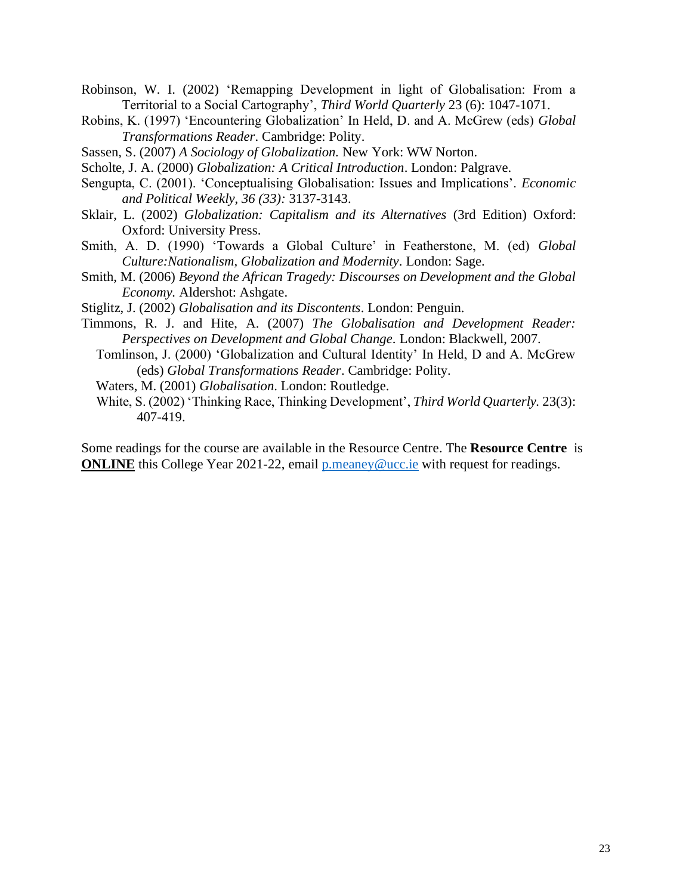Robinson, W. I. (2002) 'Remapping Development in light of Globalisation: From a Territorial to a Social Cartography', *Third World Quarterly* 23 (6): 1047-1071.

Robins, K. (1997) 'Encountering Globalization' In Held, D. and A. McGrew (eds) *Global Transformations Reader*. Cambridge: Polity.

Sassen, S. (2007) *A Sociology of Globalization.* New York: WW Norton.

Scholte, J. A. (2000) *Globalization: A Critical Introduction*. London: Palgrave.

Sengupta, C. (2001). 'Conceptualising Globalisation: Issues and Implications'. *Economic and Political Weekly*, *36 (33):* 3137-3143.

Sklair, L. (2002) *Globalization: Capitalism and its Alternatives* (3rd Edition) Oxford: Oxford: University Press.

Smith, A. D. (1990) 'Towards a Global Culture' in Featherstone, M. (ed) *Global Culture:Nationalism, Globalization and Modernity*. London: Sage.

Smith, M. (2006) *Beyond the African Tragedy: Discourses on Development and the Global Economy.* Aldershot: Ashgate.

Stiglitz, J. (2002) *Globalisation and its Discontents*. London: Penguin.

Timmons, R. J. and Hite, A. (2007) *The Globalisation and Development Reader: Perspectives on Development and Global Change*. London: Blackwell, 2007.

Tomlinson, J. (2000) 'Globalization and Cultural Identity' In Held, D and A. McGrew (eds) *Global Transformations Reader*. Cambridge: Polity.

Waters, M. (2001) *Globalisation*. London: Routledge.

White, S. (2002) 'Thinking Race, Thinking Development', *Third World Quarterly.* 23(3): 407-419.

Some readings for the course are available in the Resource Centre. The **Resource Centre** is **ONLINE** this College Year 2021-22, email p.meaney@ucc.ie with request for readings.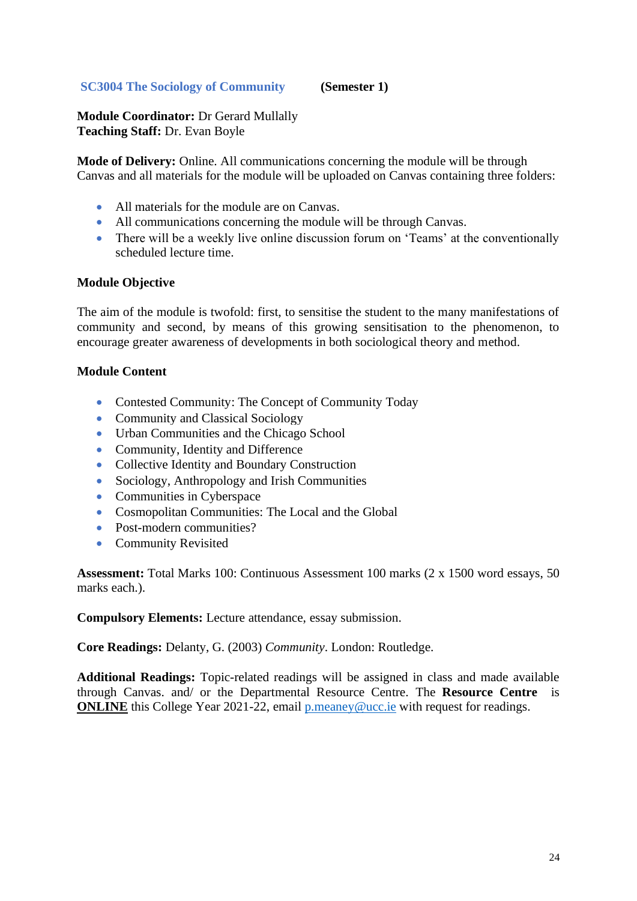## SC3004 The Sociology of Community (Semester 1)

**Module Coordinator:** Dr Gerard Mullally
**Teaching Staff:** Dr. Evan Boyle

**Mode of Delivery:** Online. All communications concerning the module will be through Canvas and all materials for the module will be uploaded on Canvas containing three folders:

- All materials for the module are on Canvas.
- All communications concerning the module will be through Canvas.
- There will be a weekly live online discussion forum on 'Teams' at the conventionally scheduled lecture time.

**Module Objective**

The aim of the module is twofold: first, to sensitise the student to the many manifestations of community and second, by means of this growing sensitisation to the phenomenon, to encourage greater awareness of developments in both sociological theory and method.

**Module Content**

- Contested Community: The Concept of Community Today
- Community and Classical Sociology
- Urban Communities and the Chicago School
- Community, Identity and Difference
- Collective Identity and Boundary Construction
- Sociology, Anthropology and Irish Communities
- Communities in Cyberspace
- Cosmopolitan Communities: The Local and the Global
- Post-modern communities?
- Community Revisited

**Assessment:** Total Marks 100: Continuous Assessment 100 marks (2 x 1500 word essays, 50 marks each.).

**Compulsory Elements:** Lecture attendance, essay submission.

**Core Readings:** Delanty, G. (2003) *Community*. London: Routledge.

**Additional Readings:** Topic-related readings will be assigned in class and made available through Canvas. and/ or the Departmental Resource Centre. The **Resource Centre** is **ONLINE** this College Year 2021-22, email p.meaney@ucc.ie with request for readings.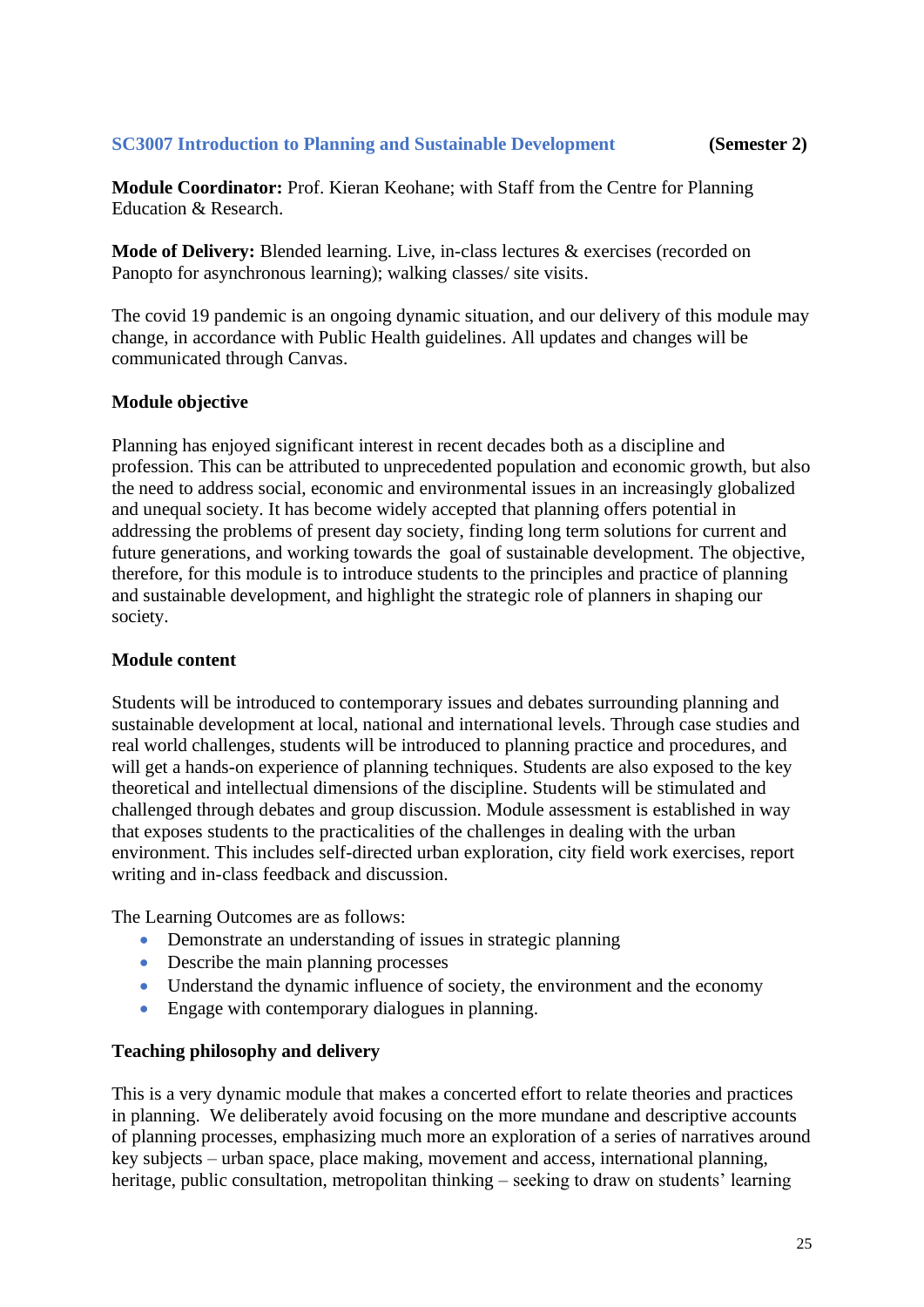## SC3007 Introduction to Planning and Sustainable Development (Semester 2)

**Module Coordinator:** Prof. Kieran Keohane; with Staff from the Centre for Planning Education & Research.

**Mode of Delivery:** Blended learning. Live, in-class lectures & exercises (recorded on Panopto for asynchronous learning); walking classes/ site visits.

The covid 19 pandemic is an ongoing dynamic situation, and our delivery of this module may change, in accordance with Public Health guidelines. All updates and changes will be communicated through Canvas.

**Module objective**

Planning has enjoyed significant interest in recent decades both as a discipline and profession. This can be attributed to unprecedented population and economic growth, but also the need to address social, economic and environmental issues in an increasingly globalized and unequal society. It has become widely accepted that planning offers potential in addressing the problems of present day society, finding long term solutions for current and future generations, and working towards the goal of sustainable development. The objective, therefore, for this module is to introduce students to the principles and practice of planning and sustainable development, and highlight the strategic role of planners in shaping our society.

**Module content**

Students will be introduced to contemporary issues and debates surrounding planning and sustainable development at local, national and international levels. Through case studies and real world challenges, students will be introduced to planning practice and procedures, and will get a hands-on experience of planning techniques. Students are also exposed to the key theoretical and intellectual dimensions of the discipline. Students will be stimulated and challenged through debates and group discussion. Module assessment is established in way that exposes students to the practicalities of the challenges in dealing with the urban environment. This includes self-directed urban exploration, city field work exercises, report writing and in-class feedback and discussion.

The Learning Outcomes are as follows:

- Demonstrate an understanding of issues in strategic planning
- Describe the main planning processes
- Understand the dynamic influence of society, the environment and the economy
- Engage with contemporary dialogues in planning.

**Teaching philosophy and delivery**

This is a very dynamic module that makes a concerted effort to relate theories and practices in planning. We deliberately avoid focusing on the more mundane and descriptive accounts of planning processes, emphasizing much more an exploration of a series of narratives around key subjects – urban space, place making, movement and access, international planning, heritage, public consultation, metropolitan thinking – seeking to draw on students' learning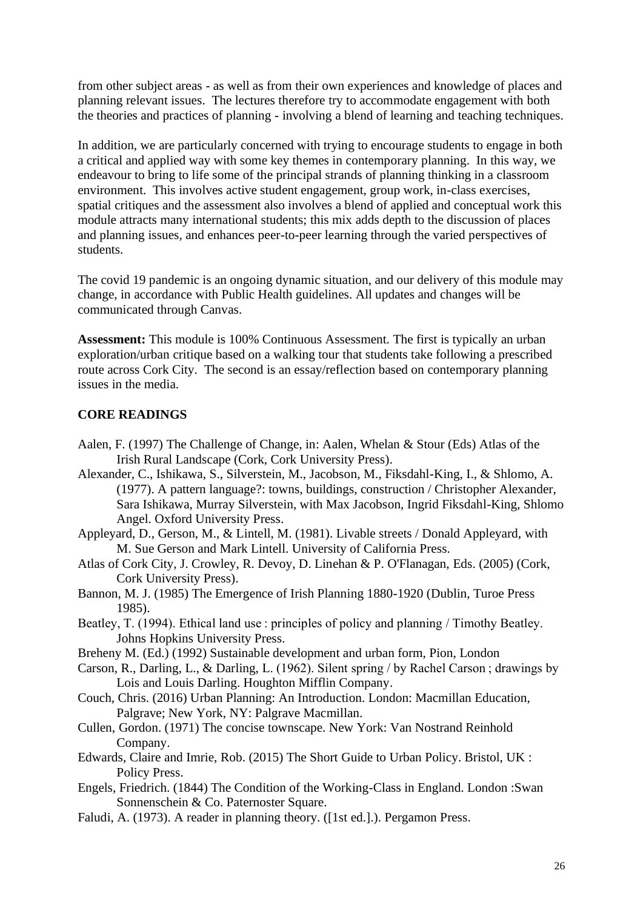from other subject areas - as well as from their own experiences and knowledge of places and planning relevant issues. The lectures therefore try to accommodate engagement with both the theories and practices of planning - involving a blend of learning and teaching techniques.

In addition, we are particularly concerned with trying to encourage students to engage in both a critical and applied way with some key themes in contemporary planning. In this way, we endeavour to bring to life some of the principal strands of planning thinking in a classroom environment. This involves active student engagement, group work, in-class exercises, spatial critiques and the assessment also involves a blend of applied and conceptual work this module attracts many international students; this mix adds depth to the discussion of places and planning issues, and enhances peer-to-peer learning through the varied perspectives of students.

The covid 19 pandemic is an ongoing dynamic situation, and our delivery of this module may change, in accordance with Public Health guidelines. All updates and changes will be communicated through Canvas.

**Assessment:** This module is 100% Continuous Assessment. The first is typically an urban exploration/urban critique based on a walking tour that students take following a prescribed route across Cork City. The second is an essay/reflection based on contemporary planning issues in the media.

## CORE READINGS

Aalen, F. (1997) The Challenge of Change, in: Aalen, Whelan & Stour (Eds) Atlas of the Irish Rural Landscape (Cork, Cork University Press).

Alexander, C., Ishikawa, S., Silverstein, M., Jacobson, M., Fiksdahl-King, I., & Shlomo, A. (1977). A pattern language?: towns, buildings, construction / Christopher Alexander, Sara Ishikawa, Murray Silverstein, with Max Jacobson, Ingrid Fiksdahl-King, Shlomo Angel. Oxford University Press.

Appleyard, D., Gerson, M., & Lintell, M. (1981). Livable streets / Donald Appleyard, with M. Sue Gerson and Mark Lintell. University of California Press.

Atlas of Cork City, J. Crowley, R. Devoy, D. Linehan & P. O'Flanagan, Eds. (2005) (Cork, Cork University Press).

Bannon, M. J. (1985) The Emergence of Irish Planning 1880-1920 (Dublin, Turoe Press 1985).

Beatley, T. (1994). Ethical land use : principles of policy and planning / Timothy Beatley. Johns Hopkins University Press.

Breheny M. (Ed.) (1992) Sustainable development and urban form, Pion, London

Carson, R., Darling, L., & Darling, L. (1962). Silent spring / by Rachel Carson ; drawings by Lois and Louis Darling. Houghton Mifflin Company.

Couch, Chris. (2016) Urban Planning: An Introduction. London: Macmillan Education, Palgrave; New York, NY: Palgrave Macmillan.

Cullen, Gordon. (1971) The concise townscape. New York: Van Nostrand Reinhold Company.

Edwards, Claire and Imrie, Rob. (2015) The Short Guide to Urban Policy. Bristol, UK : Policy Press.

Engels, Friedrich. (1844) The Condition of the Working-Class in England. London :Swan Sonnenschein & Co. Paternoster Square.

Faludi, A. (1973). A reader in planning theory. ([1st ed.].). Pergamon Press.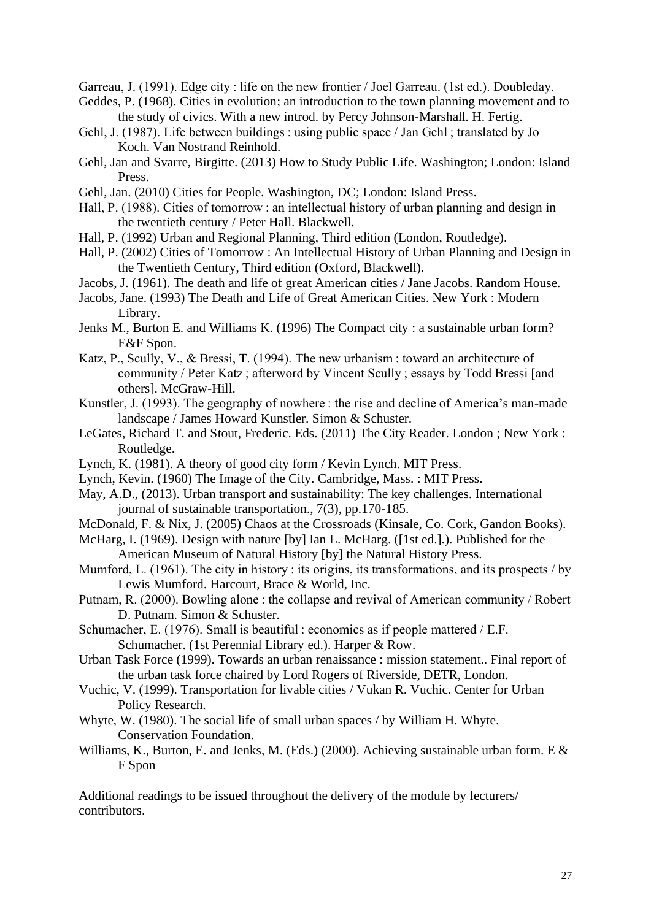Garreau, J. (1991). Edge city : life on the new frontier / Joel Garreau. (1st ed.). Doubleday.

Geddes, P. (1968). Cities in evolution; an introduction to the town planning movement and to the study of civics. With a new introd. by Percy Johnson-Marshall. H. Fertig.

Gehl, J. (1987). Life between buildings : using public space / Jan Gehl ; translated by Jo Koch. Van Nostrand Reinhold.

Gehl, Jan and Svarre, Birgitte. (2013) How to Study Public Life. Washington; London: Island Press.

Gehl, Jan. (2010) Cities for People. Washington, DC; London: Island Press.

Hall, P. (1988). Cities of tomorrow : an intellectual history of urban planning and design in the twentieth century / Peter Hall. Blackwell.

Hall, P. (1992) Urban and Regional Planning, Third edition (London, Routledge).

Hall, P. (2002) Cities of Tomorrow : An Intellectual History of Urban Planning and Design in the Twentieth Century, Third edition (Oxford, Blackwell).

Jacobs, J. (1961). The death and life of great American cities / Jane Jacobs. Random House.

Jacobs, Jane. (1993) The Death and Life of Great American Cities. New York : Modern Library.

Jenks M., Burton E. and Williams K. (1996) The Compact city : a sustainable urban form? E&F Spon.

Katz, P., Scully, V., & Bressi, T. (1994). The new urbanism : toward an architecture of community / Peter Katz ; afterword by Vincent Scully ; essays by Todd Bressi [and others]. McGraw-Hill.

Kunstler, J. (1993). The geography of nowhere : the rise and decline of America's man-made landscape / James Howard Kunstler. Simon & Schuster.

LeGates, Richard T. and Stout, Frederic. Eds. (2011) The City Reader. London ; New York : Routledge.

Lynch, K. (1981). A theory of good city form / Kevin Lynch. MIT Press.

Lynch, Kevin. (1960) The Image of the City. Cambridge, Mass. : MIT Press.

May, A.D., (2013). Urban transport and sustainability: The key challenges. International journal of sustainable transportation., 7(3), pp.170-185.

McDonald, F. & Nix, J. (2005) Chaos at the Crossroads (Kinsale, Co. Cork, Gandon Books).

McHarg, I. (1969). Design with nature [by] Ian L. McHarg. ([1st ed.].). Published for the American Museum of Natural History [by] the Natural History Press.

Mumford, L. (1961). The city in history : its origins, its transformations, and its prospects / by Lewis Mumford. Harcourt, Brace & World, Inc.

Putnam, R. (2000). Bowling alone : the collapse and revival of American community / Robert D. Putnam. Simon & Schuster.

Schumacher, E. (1976). Small is beautiful : economics as if people mattered / E.F. Schumacher. (1st Perennial Library ed.). Harper & Row.

Urban Task Force (1999). Towards an urban renaissance : mission statement.. Final report of the urban task force chaired by Lord Rogers of Riverside, DETR, London.

Vuchic, V. (1999). Transportation for livable cities / Vukan R. Vuchic. Center for Urban Policy Research.

Whyte, W. (1980). The social life of small urban spaces / by William H. Whyte. Conservation Foundation.

Williams, K., Burton, E. and Jenks, M. (Eds.) (2000). Achieving sustainable urban form. E & F Spon

Additional readings to be issued throughout the delivery of the module by lecturers/ contributors.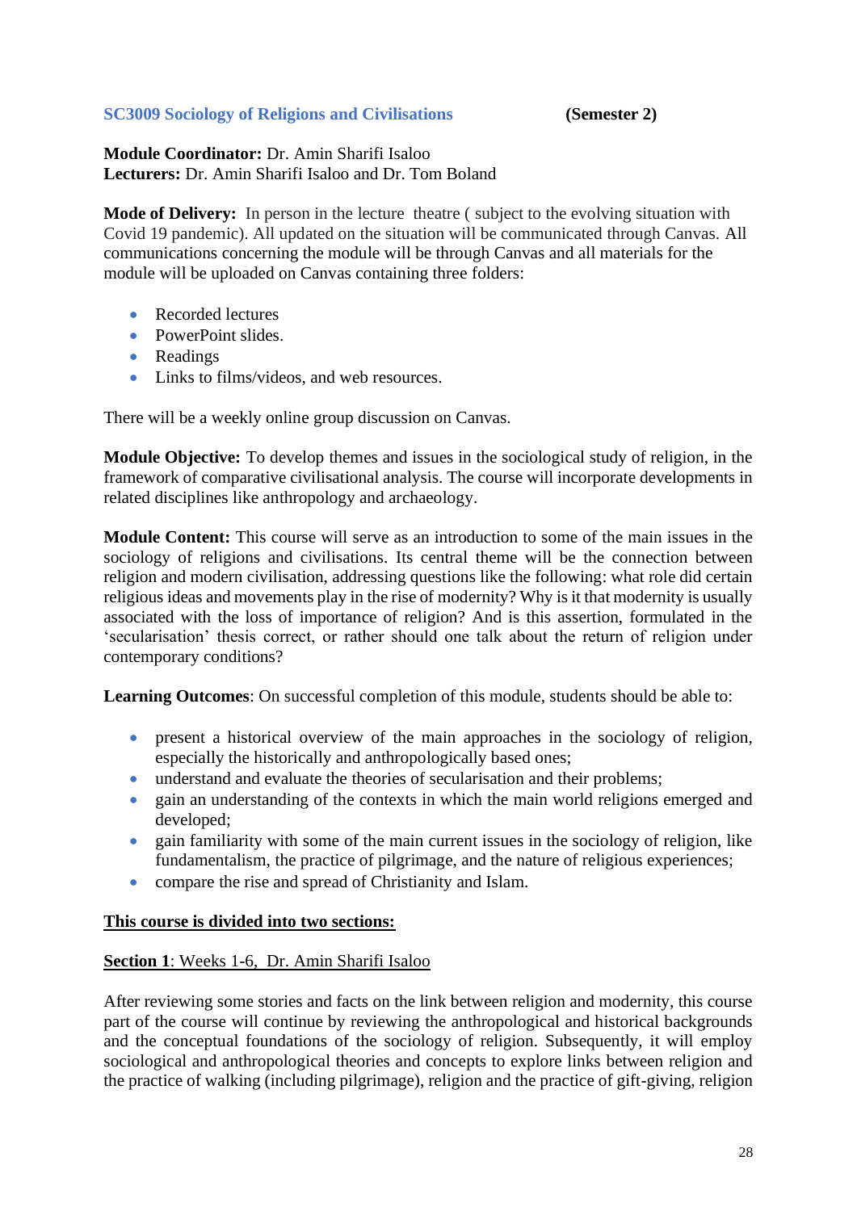## SC3009 Sociology of Religions and Civilisations (Semester 2)

**Module Coordinator:** Dr. Amin Sharifi Isaloo
**Lecturers:** Dr. Amin Sharifi Isaloo and Dr. Tom Boland

**Mode of Delivery:** In person in the lecture theatre ( subject to the evolving situation with Covid 19 pandemic). All updated on the situation will be communicated through Canvas. All communications concerning the module will be through Canvas and all materials for the module will be uploaded on Canvas containing three folders:

- Recorded lectures
- PowerPoint slides.
- Readings
- Links to films/videos, and web resources.

There will be a weekly online group discussion on Canvas.

**Module Objective:** To develop themes and issues in the sociological study of religion, in the framework of comparative civilisational analysis. The course will incorporate developments in related disciplines like anthropology and archaeology.

**Module Content:** This course will serve as an introduction to some of the main issues in the sociology of religions and civilisations. Its central theme will be the connection between religion and modern civilisation, addressing questions like the following: what role did certain religious ideas and movements play in the rise of modernity? Why is it that modernity is usually associated with the loss of importance of religion? And is this assertion, formulated in the 'secularisation' thesis correct, or rather should one talk about the return of religion under contemporary conditions?

**Learning Outcomes**: On successful completion of this module, students should be able to:

- present a historical overview of the main approaches in the sociology of religion, especially the historically and anthropologically based ones;
- understand and evaluate the theories of secularisation and their problems;
- gain an understanding of the contexts in which the main world religions emerged and developed;
- gain familiarity with some of the main current issues in the sociology of religion, like fundamentalism, the practice of pilgrimage, and the nature of religious experiences;
- compare the rise and spread of Christianity and Islam.

**<u>This course is divided into two sections:</u>**

<u>**Section 1**: Weeks 1-6, Dr. Amin Sharifi Isaloo</u>

After reviewing some stories and facts on the link between religion and modernity, this course part of the course will continue by reviewing the anthropological and historical backgrounds and the conceptual foundations of the sociology of religion. Subsequently, it will employ sociological and anthropological theories and concepts to explore links between religion and the practice of walking (including pilgrimage), religion and the practice of gift-giving, religion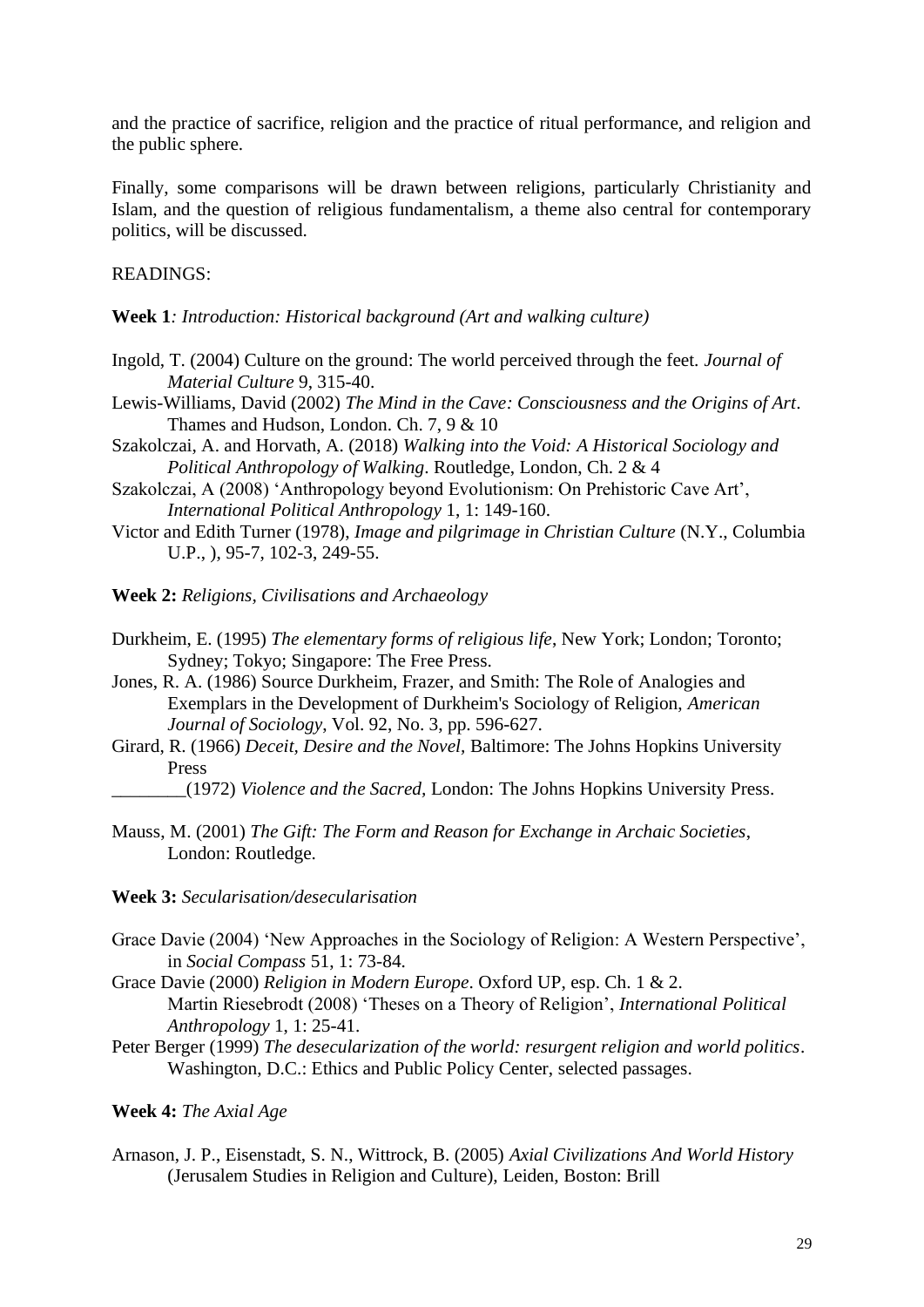and the practice of sacrifice, religion and the practice of ritual performance, and religion and the public sphere.

Finally, some comparisons will be drawn between religions, particularly Christianity and Islam, and the question of religious fundamentalism, a theme also central for contemporary politics, will be discussed.

READINGS:

**Week 1***: Introduction: Historical background (Art and walking culture)*

Ingold, T. (2004) Culture on the ground: The world perceived through the feet. *Journal of Material Culture* 9, 315-40.

Lewis-Williams, David (2002) *The Mind in the Cave: Consciousness and the Origins of Art*. Thames and Hudson, London. Ch. 7, 9 & 10

Szakolczai, A. and Horvath, A. (2018) *Walking into the Void: A Historical Sociology and Political Anthropology of Walking*. Routledge, London, Ch. 2 & 4

Szakolczai, A (2008) 'Anthropology beyond Evolutionism: On Prehistoric Cave Art', *International Political Anthropology* 1, 1: 149-160.

Victor and Edith Turner (1978), *Image and pilgrimage in Christian Culture* (N.Y., Columbia U.P., ), 95-7, 102-3, 249-55.

**Week 2:** *Religions, Civilisations and Archaeology*

Durkheim, E. (1995) *The elementary forms of religious life*, New York; London; Toronto; Sydney; Tokyo; Singapore: The Free Press.

Jones, R. A. (1986) Source Durkheim, Frazer, and Smith: The Role of Analogies and Exemplars in the Development of Durkheim's Sociology of Religion, *American Journal of Sociology*, Vol. 92, No. 3, pp. 596-627.

Girard, R. (1966) *Deceit, Desire and the Novel,* Baltimore: The Johns Hopkins University Press

________(1972) *Violence and the Sacred,* London: The Johns Hopkins University Press.

Mauss, M. (2001) *The Gift: The Form and Reason for Exchange in Archaic Societies*, London: Routledge.

**Week 3:** *Secularisation/desecularisation*

Grace Davie (2004) 'New Approaches in the Sociology of Religion: A Western Perspective', in *Social Compass* 51, 1: 73-84.

Grace Davie (2000) *Religion in Modern Europe*. Oxford UP, esp. Ch. 1 & 2.

Martin Riesebrodt (2008) 'Theses on a Theory of Religion', *International Political Anthropology* 1, 1: 25-41.

Peter Berger (1999) *The desecularization of the world: resurgent religion and world politics*. Washington, D.C.: Ethics and Public Policy Center, selected passages.

**Week 4:** *The Axial Age*

Arnason, J. P., Eisenstadt, S. N., Wittrock, B. (2005) *Axial Civilizations And World History* (Jerusalem Studies in Religion and Culture), Leiden, Boston: Brill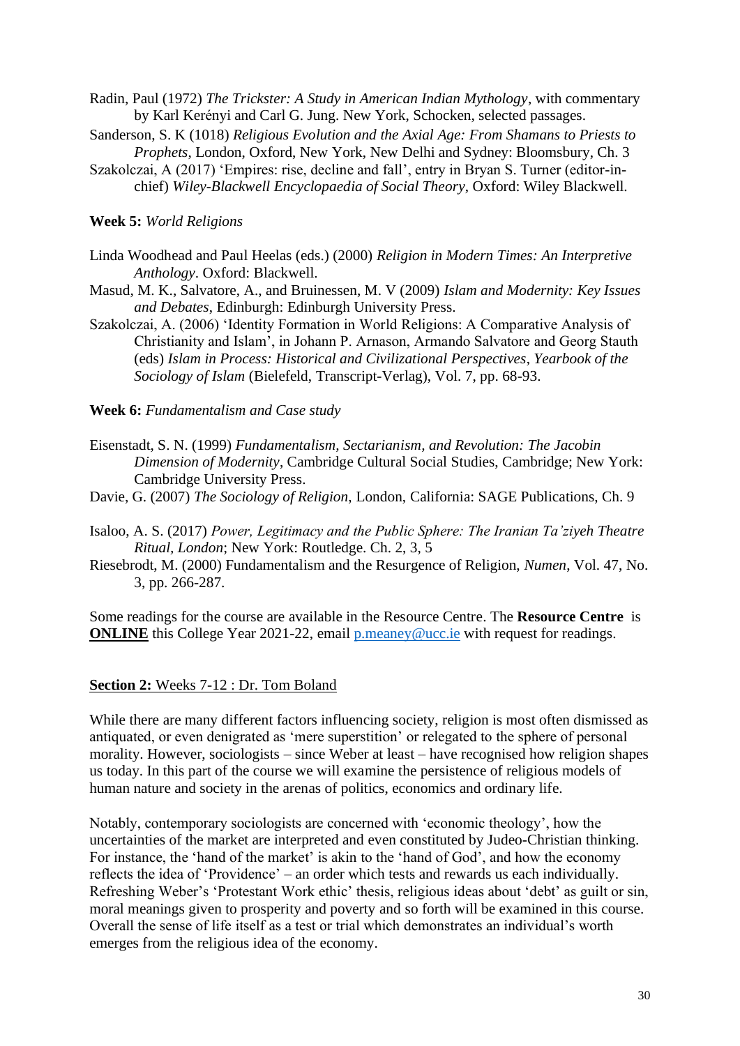Radin, Paul (1972) *The Trickster: A Study in American Indian Mythology*, with commentary by Karl Kerényi and Carl G. Jung. New York, Schocken, selected passages.

Sanderson, S. K (1018) *Religious Evolution and the Axial Age: From Shamans to Priests to Prophets*, London, Oxford, New York, New Delhi and Sydney: Bloomsbury, Ch. 3

Szakolczai, A (2017) 'Empires: rise, decline and fall', entry in Bryan S. Turner (editor-in-chief) *Wiley-Blackwell Encyclopaedia of Social Theory*, Oxford: Wiley Blackwell.

**Week 5:** *World Religions*

Linda Woodhead and Paul Heelas (eds.) (2000) *Religion in Modern Times: An Interpretive Anthology*. Oxford: Blackwell.

Masud, M. K., Salvatore, A., and Bruinessen, M. V (2009) *Islam and Modernity: Key Issues and Debates*, Edinburgh: Edinburgh University Press.

Szakolczai, A. (2006) 'Identity Formation in World Religions: A Comparative Analysis of Christianity and Islam', in Johann P. Arnason, Armando Salvatore and Georg Stauth (eds) *Islam in Process: Historical and Civilizational Perspectives*, *Yearbook of the Sociology of Islam* (Bielefeld, Transcript-Verlag), Vol. 7, pp. 68-93.

**Week 6:** *Fundamentalism and Case study*

Eisenstadt, S. N. (1999) *Fundamentalism, Sectarianism, and Revolution: The Jacobin Dimension of Modernity*, Cambridge Cultural Social Studies, Cambridge; New York: Cambridge University Press.

Davie, G. (2007) *The Sociology of Religion*, London, California: SAGE Publications, Ch. 9

Isaloo, A. S. (2017) *Power, Legitimacy and the Public Sphere: The Iranian Ta'ziyeh Theatre Ritual, London*; New York: Routledge. Ch. 2, 3, 5

Riesebrodt, M. (2000) Fundamentalism and the Resurgence of Religion, *Numen*, Vol. 47, No. 3, pp. 266-287.

Some readings for the course are available in the Resource Centre. The **Resource Centre** is **ONLINE** this College Year 2021-22, email p.meaney@ucc.ie with request for readings.

## Section 2: Weeks 7-12 : Dr. Tom Boland

While there are many different factors influencing society, religion is most often dismissed as antiquated, or even denigrated as 'mere superstition' or relegated to the sphere of personal morality. However, sociologists – since Weber at least – have recognised how religion shapes us today. In this part of the course we will examine the persistence of religious models of human nature and society in the arenas of politics, economics and ordinary life.

Notably, contemporary sociologists are concerned with 'economic theology', how the uncertainties of the market are interpreted and even constituted by Judeo-Christian thinking. For instance, the 'hand of the market' is akin to the 'hand of God', and how the economy reflects the idea of 'Providence' – an order which tests and rewards us each individually. Refreshing Weber's 'Protestant Work ethic' thesis, religious ideas about 'debt' as guilt or sin, moral meanings given to prosperity and poverty and so forth will be examined in this course. Overall the sense of life itself as a test or trial which demonstrates an individual's worth emerges from the religious idea of the economy.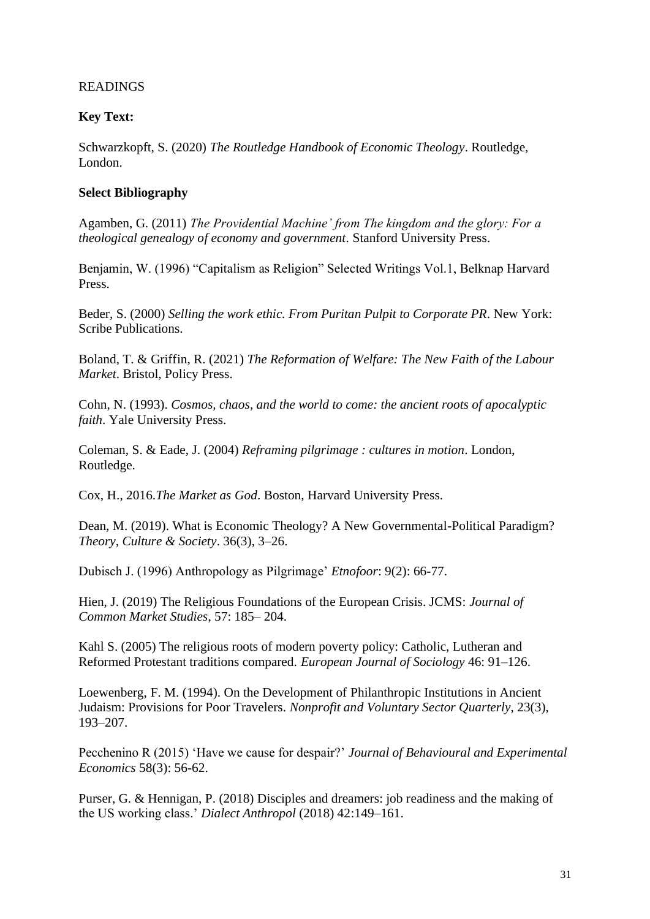READINGS

**Key Text:**

Schwarzkopft, S. (2020) *The Routledge Handbook of Economic Theology*. Routledge, London.

**Select Bibliography**

Agamben, G. (2011) *The Providential Machine' from The kingdom and the glory: For a theological genealogy of economy and government*. Stanford University Press.

Benjamin, W. (1996) "Capitalism as Religion" Selected Writings Vol.1, Belknap Harvard Press.

Beder, S. (2000) *Selling the work ethic. From Puritan Pulpit to Corporate PR*. New York: Scribe Publications.

Boland, T. & Griffin, R. (2021) *The Reformation of Welfare: The New Faith of the Labour Market*. Bristol, Policy Press.

Cohn, N. (1993). *Cosmos, chaos, and the world to come: the ancient roots of apocalyptic faith*. Yale University Press.

Coleman, S. & Eade, J. (2004) *Reframing pilgrimage : cultures in motion*. London, Routledge.

Cox, H., 2016.*The Market as God*. Boston, Harvard University Press.

Dean, M. (2019). What is Economic Theology? A New Governmental-Political Paradigm? *Theory, Culture & Society*. 36(3), 3–26.

Dubisch J. (1996) Anthropology as Pilgrimage' *Etnofoor*: 9(2): 66-77.

Hien, J. (2019) The Religious Foundations of the European Crisis. JCMS: *Journal of Common Market Studies*, 57: 185– 204.

Kahl S. (2005) The religious roots of modern poverty policy: Catholic, Lutheran and Reformed Protestant traditions compared. *European Journal of Sociology* 46: 91–126.

Loewenberg, F. M. (1994). On the Development of Philanthropic Institutions in Ancient Judaism: Provisions for Poor Travelers. *Nonprofit and Voluntary Sector Quarterly*, 23(3), 193–207.

Pecchenino R (2015) 'Have we cause for despair?' *Journal of Behavioural and Experimental Economics* 58(3): 56-62.

Purser, G. & Hennigan, P. (2018) Disciples and dreamers: job readiness and the making of the US working class.' *Dialect Anthropol* (2018) 42:149–161.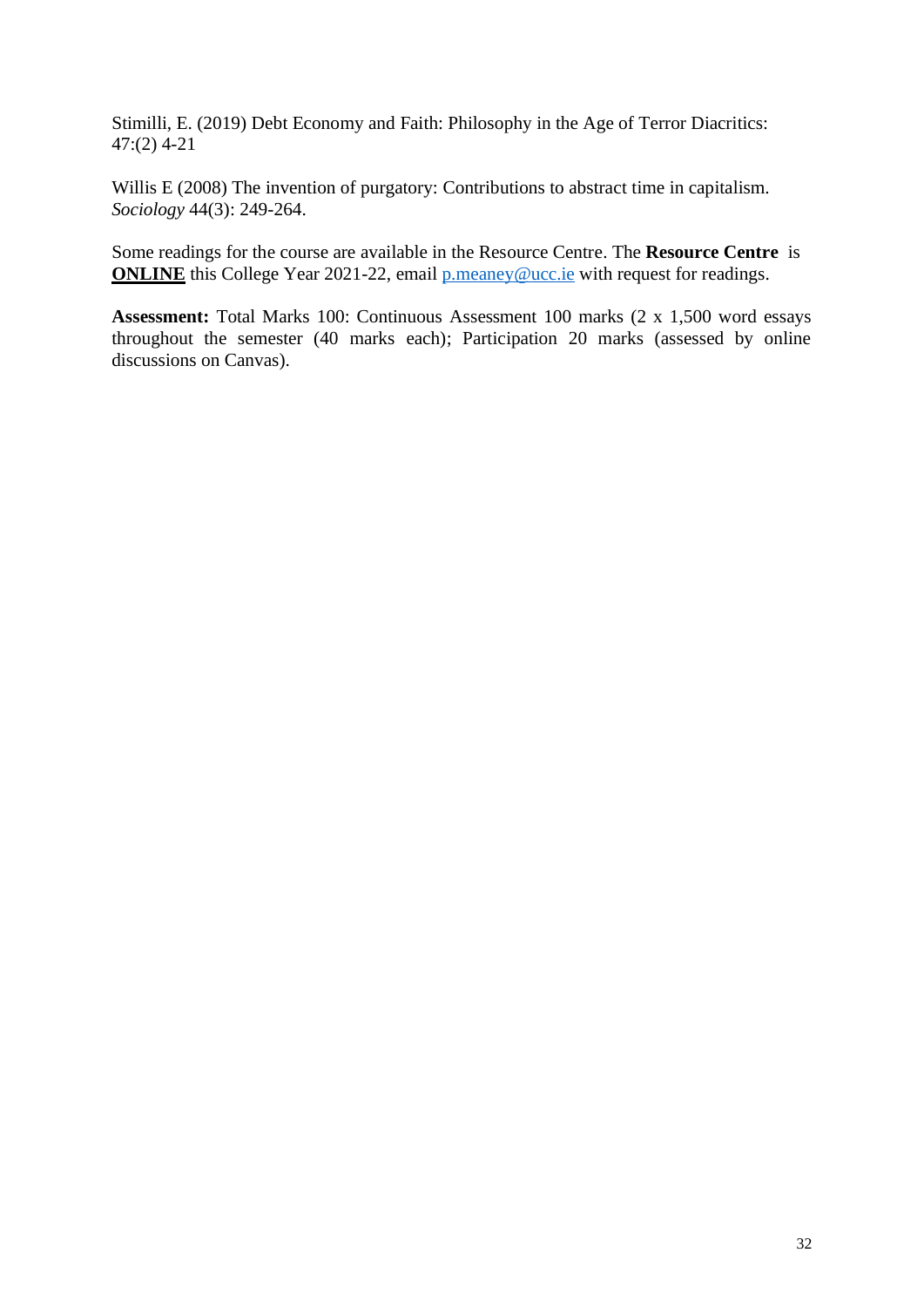Stimilli, E. (2019) Debt Economy and Faith: Philosophy in the Age of Terror Diacritics: 47:(2) 4-21

Willis E (2008) The invention of purgatory: Contributions to abstract time in capitalism. *Sociology* 44(3): 249-264.

Some readings for the course are available in the Resource Centre. The **Resource Centre** is **ONLINE** this College Year 2021-22, email p.meaney@ucc.ie with request for readings.

**Assessment:** Total Marks 100: Continuous Assessment 100 marks (2 x 1,500 word essays throughout the semester (40 marks each); Participation 20 marks (assessed by online discussions on Canvas).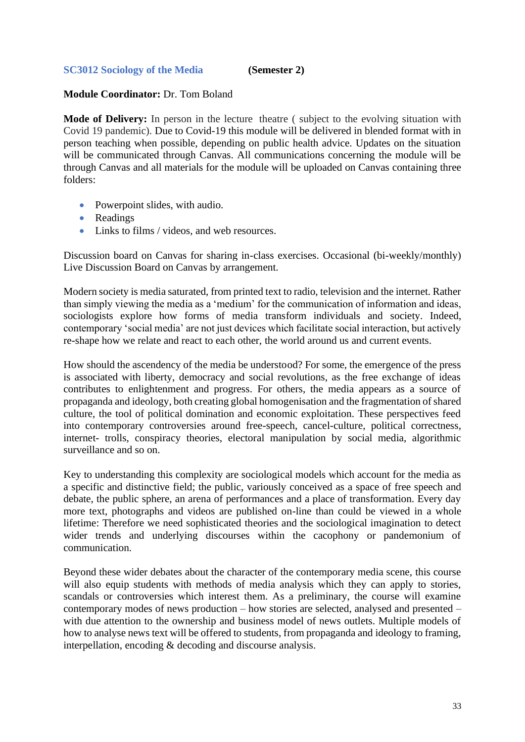### SC3012 Sociology of the Media (Semester 2)

**Module Coordinator:** Dr. Tom Boland

**Mode of Delivery:** In person in the lecture theatre ( subject to the evolving situation with Covid 19 pandemic). Due to Covid-19 this module will be delivered in blended format with in person teaching when possible, depending on public health advice. Updates on the situation will be communicated through Canvas. All communications concerning the module will be through Canvas and all materials for the module will be uploaded on Canvas containing three folders:

- Powerpoint slides, with audio.
- Readings
- Links to films / videos, and web resources.

Discussion board on Canvas for sharing in-class exercises. Occasional (bi-weekly/monthly) Live Discussion Board on Canvas by arrangement.

Modern society is media saturated, from printed text to radio, television and the internet. Rather than simply viewing the media as a 'medium' for the communication of information and ideas, sociologists explore how forms of media transform individuals and society. Indeed, contemporary 'social media' are not just devices which facilitate social interaction, but actively re-shape how we relate and react to each other, the world around us and current events.

How should the ascendency of the media be understood? For some, the emergence of the press is associated with liberty, democracy and social revolutions, as the free exchange of ideas contributes to enlightenment and progress. For others, the media appears as a source of propaganda and ideology, both creating global homogenisation and the fragmentation of shared culture, the tool of political domination and economic exploitation. These perspectives feed into contemporary controversies around free-speech, cancel-culture, political correctness, internet- trolls, conspiracy theories, electoral manipulation by social media, algorithmic surveillance and so on.

Key to understanding this complexity are sociological models which account for the media as a specific and distinctive field; the public, variously conceived as a space of free speech and debate, the public sphere, an arena of performances and a place of transformation. Every day more text, photographs and videos are published on-line than could be viewed in a whole lifetime: Therefore we need sophisticated theories and the sociological imagination to detect wider trends and underlying discourses within the cacophony or pandemonium of communication.

Beyond these wider debates about the character of the contemporary media scene, this course will also equip students with methods of media analysis which they can apply to stories, scandals or controversies which interest them. As a preliminary, the course will examine contemporary modes of news production – how stories are selected, analysed and presented – with due attention to the ownership and business model of news outlets. Multiple models of how to analyse news text will be offered to students, from propaganda and ideology to framing, interpellation, encoding & decoding and discourse analysis.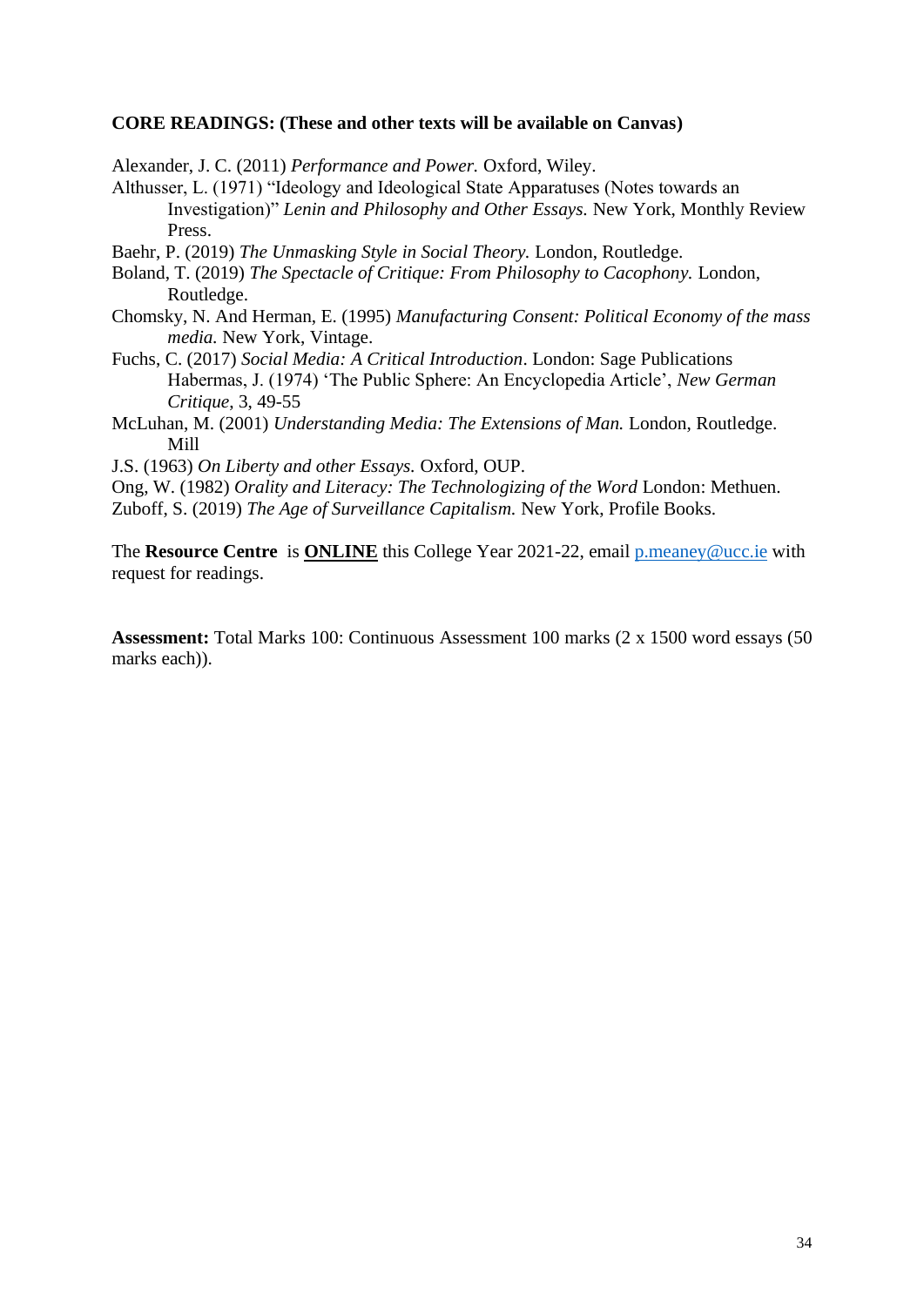**CORE READINGS: (These and other texts will be available on Canvas)**

Alexander, J. C. (2011) *Performance and Power.* Oxford, Wiley.

Althusser, L. (1971) "Ideology and Ideological State Apparatuses (Notes towards an Investigation)" *Lenin and Philosophy and Other Essays.* New York, Monthly Review Press.

Baehr, P. (2019) *The Unmasking Style in Social Theory.* London, Routledge.

Boland, T. (2019) *The Spectacle of Critique: From Philosophy to Cacophony.* London, Routledge.

Chomsky, N. And Herman, E. (1995) *Manufacturing Consent: Political Economy of the mass media.* New York, Vintage.

Fuchs, C. (2017) *Social Media: A Critical Introduction*. London: Sage Publications Habermas, J. (1974) 'The Public Sphere: An Encyclopedia Article', *New German Critique*, 3, 49-55

McLuhan, M. (2001) *Understanding Media: The Extensions of Man.* London, Routledge. Mill

J.S. (1963) *On Liberty and other Essays.* Oxford, OUP.

Ong, W. (1982) *Orality and Literacy: The Technologizing of the Word* London: Methuen.

Zuboff, S. (2019) *The Age of Surveillance Capitalism.* New York, Profile Books.

The **Resource Centre** is **ONLINE** this College Year 2021-22, email p.meaney@ucc.ie with request for readings.

**Assessment:** Total Marks 100: Continuous Assessment 100 marks (2 x 1500 word essays (50 marks each)).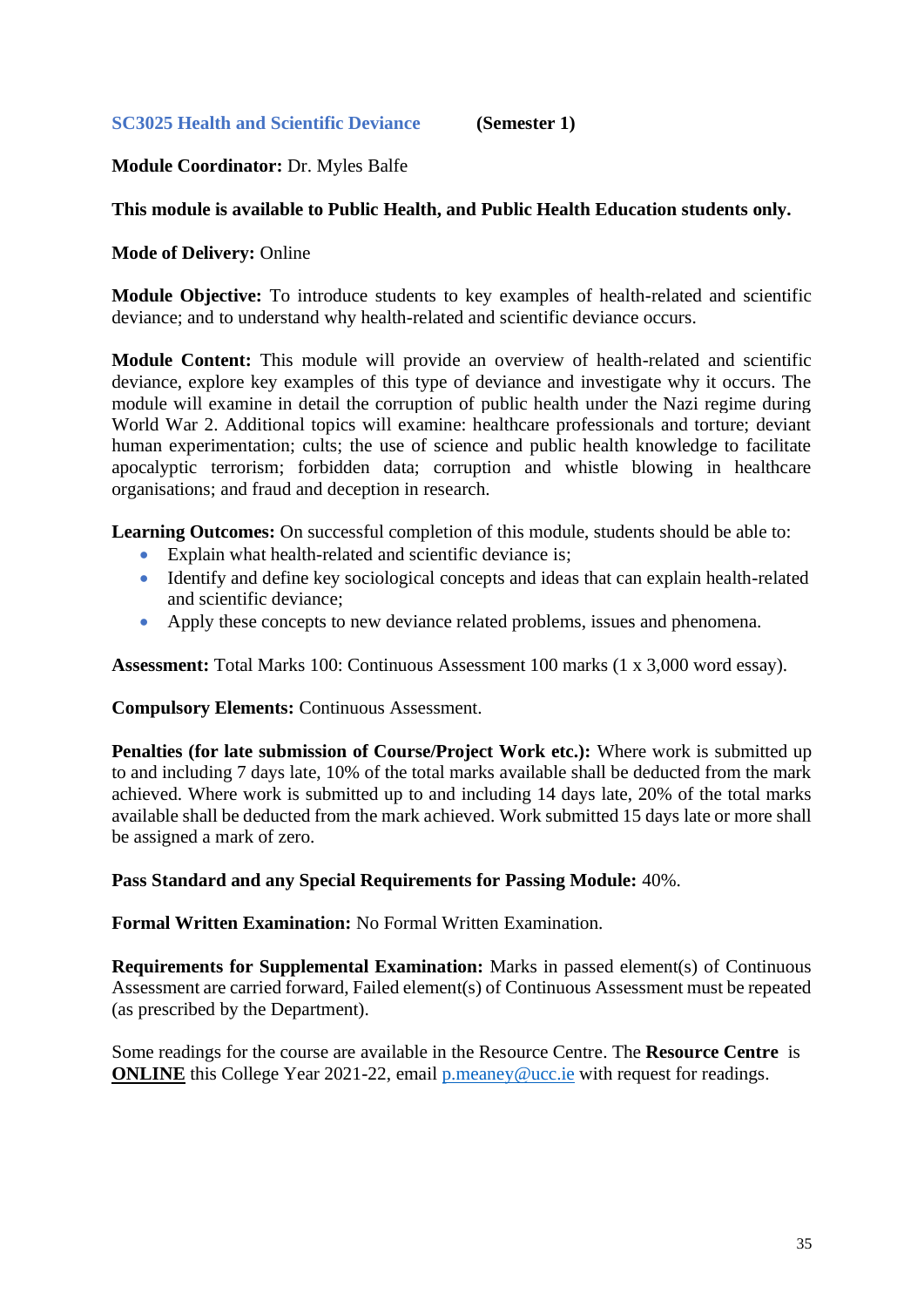## SC3025 Health and Scientific Deviance (Semester 1)

**Module Coordinator:** Dr. Myles Balfe

**This module is available to Public Health, and Public Health Education students only.**

**Mode of Delivery:** Online

**Module Objective:** To introduce students to key examples of health-related and scientific deviance; and to understand why health-related and scientific deviance occurs.

**Module Content:** This module will provide an overview of health-related and scientific deviance, explore key examples of this type of deviance and investigate why it occurs. The module will examine in detail the corruption of public health under the Nazi regime during World War 2. Additional topics will examine: healthcare professionals and torture; deviant human experimentation; cults; the use of science and public health knowledge to facilitate apocalyptic terrorism; forbidden data; corruption and whistle blowing in healthcare organisations; and fraud and deception in research.

**Learning Outcomes:** On successful completion of this module, students should be able to:

- Explain what health-related and scientific deviance is;
- Identify and define key sociological concepts and ideas that can explain health-related and scientific deviance;
- Apply these concepts to new deviance related problems, issues and phenomena.

**Assessment:** Total Marks 100: Continuous Assessment 100 marks (1 x 3,000 word essay).

**Compulsory Elements:** Continuous Assessment.

**Penalties (for late submission of Course/Project Work etc.):** Where work is submitted up to and including 7 days late, 10% of the total marks available shall be deducted from the mark achieved. Where work is submitted up to and including 14 days late, 20% of the total marks available shall be deducted from the mark achieved. Work submitted 15 days late or more shall be assigned a mark of zero.

**Pass Standard and any Special Requirements for Passing Module:** 40%.

**Formal Written Examination:** No Formal Written Examination.

**Requirements for Supplemental Examination:** Marks in passed element(s) of Continuous Assessment are carried forward, Failed element(s) of Continuous Assessment must be repeated (as prescribed by the Department).

Some readings for the course are available in the Resource Centre. The **Resource Centre** is **ONLINE** this College Year 2021-22, email p.meaney@ucc.ie with request for readings.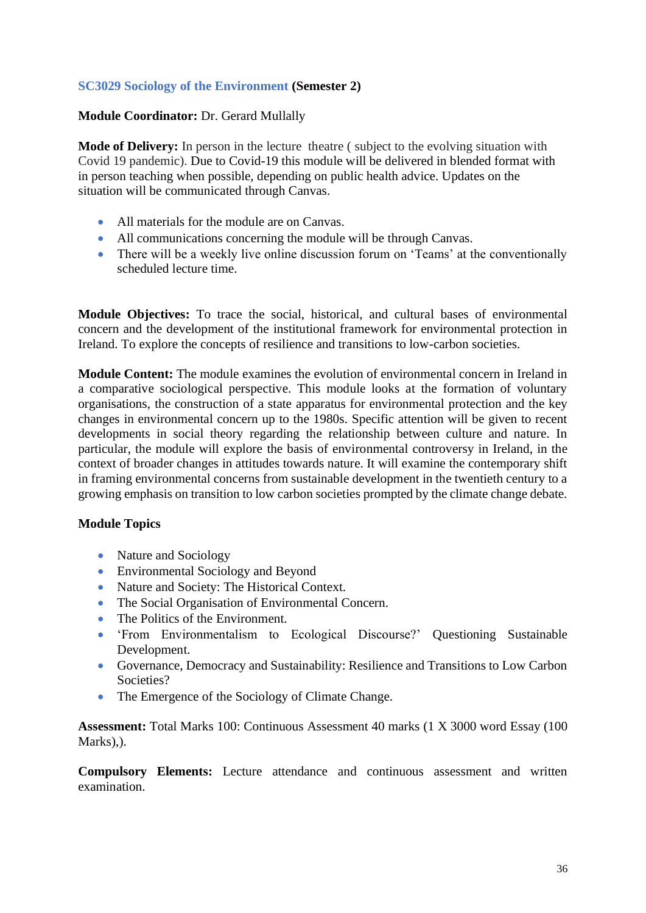**SC3029 Sociology of the Environment (Semester 2)**

**Module Coordinator:** Dr. Gerard Mullally

**Mode of Delivery:** In person in the lecture theatre ( subject to the evolving situation with Covid 19 pandemic). Due to Covid-19 this module will be delivered in blended format with in person teaching when possible, depending on public health advice. Updates on the situation will be communicated through Canvas.

- All materials for the module are on Canvas.
- All communications concerning the module will be through Canvas.
- There will be a weekly live online discussion forum on 'Teams' at the conventionally scheduled lecture time.

**Module Objectives:** To trace the social, historical, and cultural bases of environmental concern and the development of the institutional framework for environmental protection in Ireland. To explore the concepts of resilience and transitions to low-carbon societies.

**Module Content:** The module examines the evolution of environmental concern in Ireland in a comparative sociological perspective. This module looks at the formation of voluntary organisations, the construction of a state apparatus for environmental protection and the key changes in environmental concern up to the 1980s. Specific attention will be given to recent developments in social theory regarding the relationship between culture and nature. In particular, the module will explore the basis of environmental controversy in Ireland, in the context of broader changes in attitudes towards nature. It will examine the contemporary shift in framing environmental concerns from sustainable development in the twentieth century to a growing emphasis on transition to low carbon societies prompted by the climate change debate.

**Module Topics**

- Nature and Sociology
- Environmental Sociology and Beyond
- Nature and Society: The Historical Context.
- The Social Organisation of Environmental Concern.
- The Politics of the Environment.
- 'From Environmentalism to Ecological Discourse?' Questioning Sustainable Development.
- Governance, Democracy and Sustainability: Resilience and Transitions to Low Carbon Societies?
- The Emergence of the Sociology of Climate Change.

**Assessment:** Total Marks 100: Continuous Assessment 40 marks (1 X 3000 word Essay (100 Marks),).

**Compulsory Elements:** Lecture attendance and continuous assessment and written examination.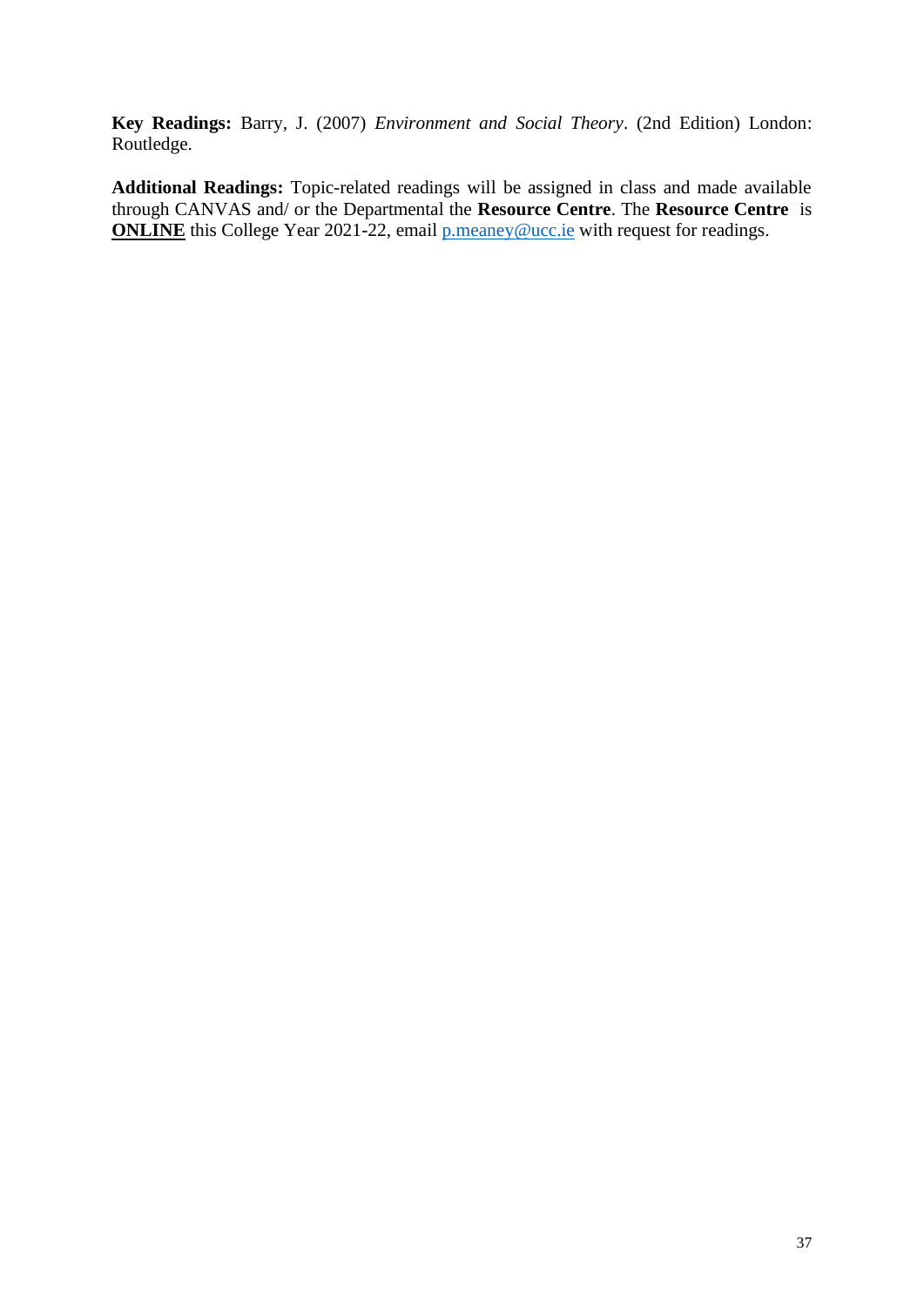**Key Readings:** Barry, J. (2007) *Environment and Social Theory*. (2nd Edition) London: Routledge.

**Additional Readings:** Topic-related readings will be assigned in class and made available through CANVAS and/ or the Departmental the **Resource Centre**. The **Resource Centre** is **ONLINE** this College Year 2021-22, email p.meaney@ucc.ie with request for readings.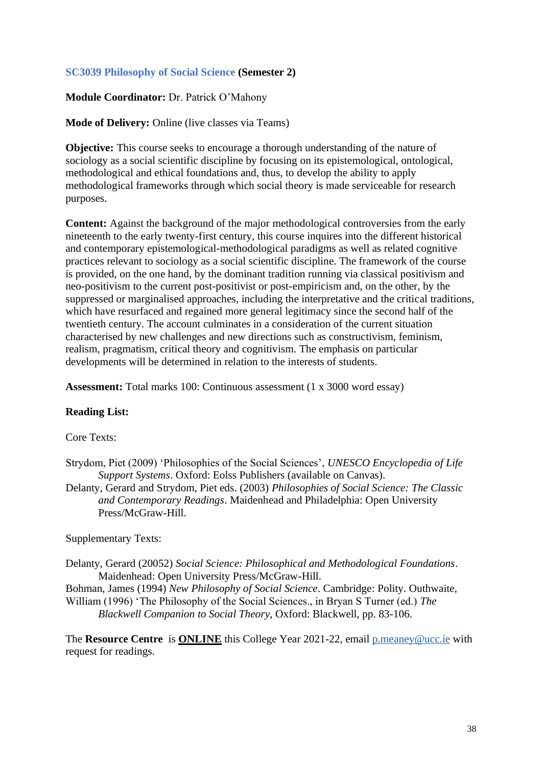**SC3039 Philosophy of Social Science (Semester 2)**

**Module Coordinator:** Dr. Patrick O'Mahony

**Mode of Delivery:** Online (live classes via Teams)

**Objective:** This course seeks to encourage a thorough understanding of the nature of sociology as a social scientific discipline by focusing on its epistemological, ontological, methodological and ethical foundations and, thus, to develop the ability to apply methodological frameworks through which social theory is made serviceable for research purposes.

**Content:** Against the background of the major methodological controversies from the early nineteenth to the early twenty-first century, this course inquires into the different historical and contemporary epistemological-methodological paradigms as well as related cognitive practices relevant to sociology as a social scientific discipline. The framework of the course is provided, on the one hand, by the dominant tradition running via classical positivism and neo-positivism to the current post-positivist or post-empiricism and, on the other, by the suppressed or marginalised approaches, including the interpretative and the critical traditions, which have resurfaced and regained more general legitimacy since the second half of the twentieth century. The account culminates in a consideration of the current situation characterised by new challenges and new directions such as constructivism, feminism, realism, pragmatism, critical theory and cognitivism. The emphasis on particular developments will be determined in relation to the interests of students.

**Assessment:** Total marks 100: Continuous assessment (1 x 3000 word essay)

**Reading List:**

Core Texts:

Strydom, Piet (2009) 'Philosophies of the Social Sciences', *UNESCO Encyclopedia of Life Support Systems*. Oxford: Eolss Publishers (available on Canvas).

Delanty, Gerard and Strydom, Piet eds. (2003) *Philosophies of Social Science: The Classic and Contemporary Readings*. Maidenhead and Philadelphia: Open University Press/McGraw-Hill.

Supplementary Texts:

Delanty, Gerard (20052) *Social Science: Philosophical and Methodological Foundations*. Maidenhead: Open University Press/McGraw-Hill.

Bohman, James (1994) *New Philosophy of Social Science*. Cambridge: Polity. Outhwaite, William (1996) 'The Philosophy of the Social Sciences., in Bryan S Turner (ed.) *The Blackwell Companion to Social Theory*, Oxford: Blackwell, pp. 83-106.

The **Resource Centre** is **ONLINE** this College Year 2021-22, email p.meaney@ucc.ie with request for readings.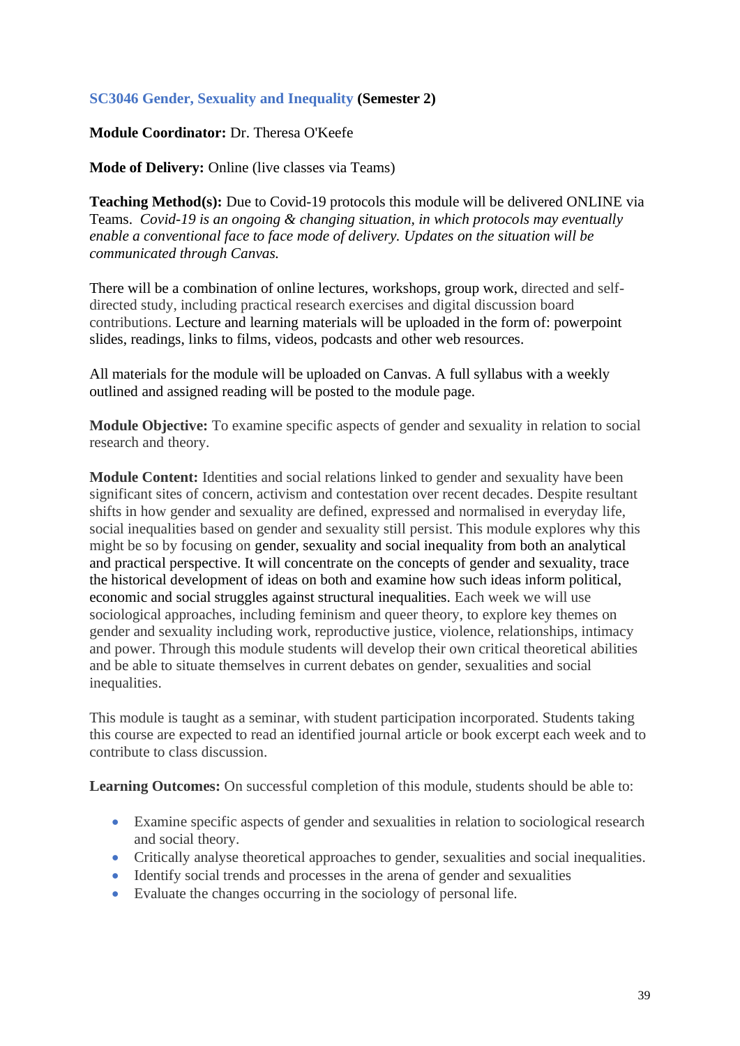**SC3046 Gender, Sexuality and Inequality (Semester 2)**

**Module Coordinator:** Dr. Theresa O'Keefe

**Mode of Delivery:** Online (live classes via Teams)

**Teaching Method(s):** Due to Covid-19 protocols this module will be delivered ONLINE via Teams. *Covid-19 is an ongoing & changing situation, in which protocols may eventually enable a conventional face to face mode of delivery. Updates on the situation will be communicated through Canvas.*

There will be a combination of online lectures, workshops, group work, directed and self-directed study, including practical research exercises and digital discussion board contributions. Lecture and learning materials will be uploaded in the form of: powerpoint slides, readings, links to films, videos, podcasts and other web resources.

All materials for the module will be uploaded on Canvas. A full syllabus with a weekly outlined and assigned reading will be posted to the module page.

**Module Objective:** To examine specific aspects of gender and sexuality in relation to social research and theory.

**Module Content:** Identities and social relations linked to gender and sexuality have been significant sites of concern, activism and contestation over recent decades. Despite resultant shifts in how gender and sexuality are defined, expressed and normalised in everyday life, social inequalities based on gender and sexuality still persist. This module explores why this might be so by focusing on gender, sexuality and social inequality from both an analytical and practical perspective. It will concentrate on the concepts of gender and sexuality, trace the historical development of ideas on both and examine how such ideas inform political, economic and social struggles against structural inequalities. Each week we will use sociological approaches, including feminism and queer theory, to explore key themes on gender and sexuality including work, reproductive justice, violence, relationships, intimacy and power. Through this module students will develop their own critical theoretical abilities and be able to situate themselves in current debates on gender, sexualities and social inequalities.

This module is taught as a seminar, with student participation incorporated. Students taking this course are expected to read an identified journal article or book excerpt each week and to contribute to class discussion.

**Learning Outcomes:** On successful completion of this module, students should be able to:

- Examine specific aspects of gender and sexualities in relation to sociological research and social theory.
- Critically analyse theoretical approaches to gender, sexualities and social inequalities.
- Identify social trends and processes in the arena of gender and sexualities
- Evaluate the changes occurring in the sociology of personal life.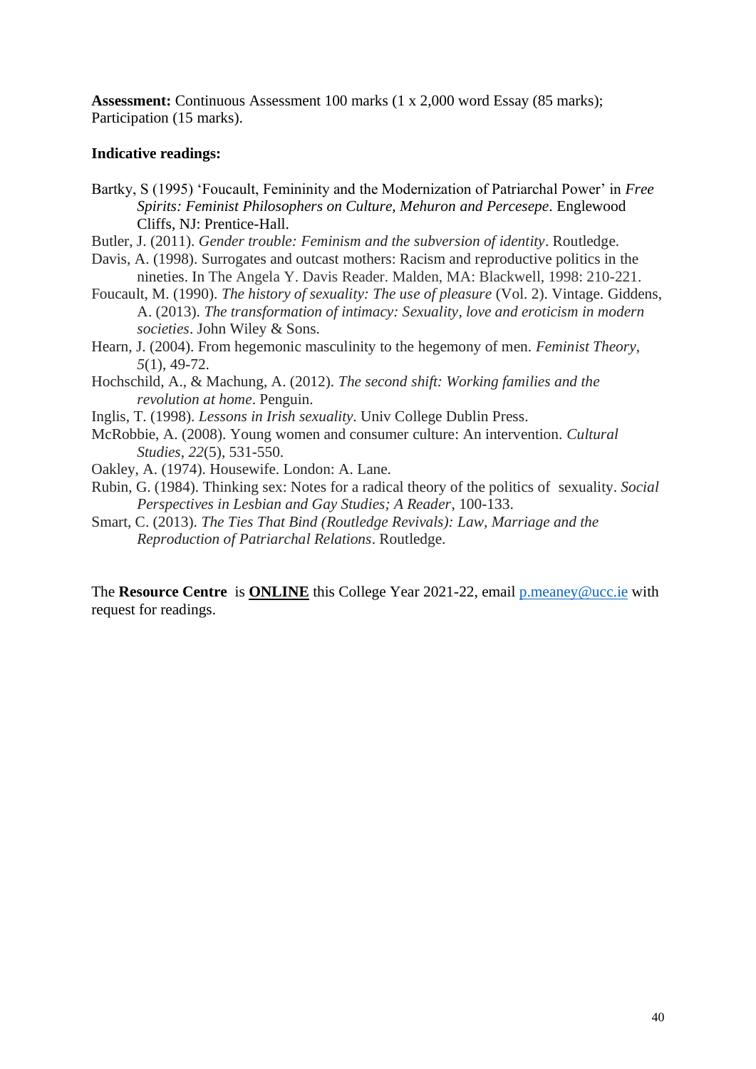**Assessment:** Continuous Assessment 100 marks (1 x 2,000 word Essay (85 marks); Participation (15 marks).

**Indicative readings:**

Bartky, S (1995) 'Foucault, Femininity and the Modernization of Patriarchal Power' in *Free Spirits: Feminist Philosophers on Culture, Mehuron and Percesepe*. Englewood Cliffs, NJ: Prentice-Hall.

Butler, J. (2011). *Gender trouble: Feminism and the subversion of identity*. Routledge.

Davis, A. (1998). Surrogates and outcast mothers: Racism and reproductive politics in the nineties. In The Angela Y. Davis Reader. Malden, MA: Blackwell, 1998: 210-221.

Foucault, M. (1990). *The history of sexuality: The use of pleasure* (Vol. 2). Vintage. Giddens, A. (2013). *The transformation of intimacy: Sexuality, love and eroticism in modern societies*. John Wiley & Sons.

Hearn, J. (2004). From hegemonic masculinity to the hegemony of men. *Feminist Theory*, *5*(1), 49-72.

Hochschild, A., & Machung, A. (2012). *The second shift: Working families and the revolution at home*. Penguin.

Inglis, T. (1998). *Lessons in Irish sexuality*. Univ College Dublin Press.

McRobbie, A. (2008). Young women and consumer culture: An intervention. *Cultural Studies*, *22*(5), 531-550.

Oakley, A. (1974). Housewife. London: A. Lane.

Rubin, G. (1984). Thinking sex: Notes for a radical theory of the politics of sexuality. *Social Perspectives in Lesbian and Gay Studies; A Reader*, 100-133.

Smart, C. (2013). *The Ties That Bind (Routledge Revivals): Law, Marriage and the Reproduction of Patriarchal Relations*. Routledge.

The **Resource Centre** is **ONLINE** this College Year 2021-22, email p.meaney@ucc.ie with request for readings.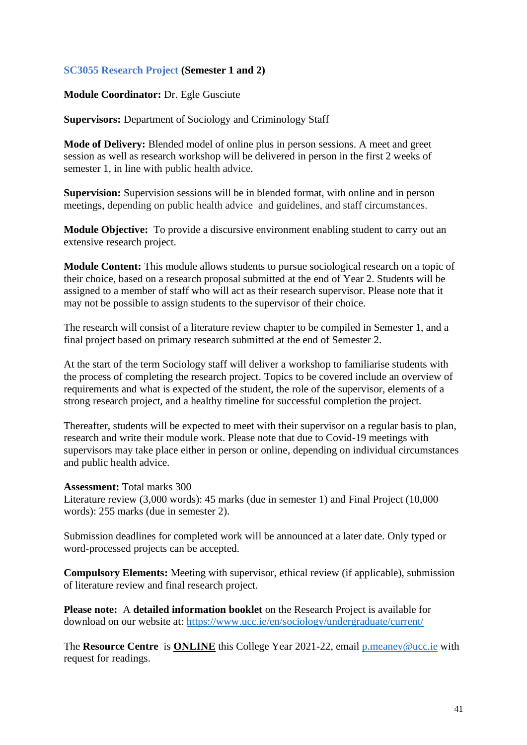**SC3055 Research Project (Semester 1 and 2)**

**Module Coordinator:** Dr. Egle Gusciute

**Supervisors:** Department of Sociology and Criminology Staff

**Mode of Delivery:** Blended model of online plus in person sessions. A meet and greet session as well as research workshop will be delivered in person in the first 2 weeks of semester 1, in line with public health advice.

**Supervision:** Supervision sessions will be in blended format, with online and in person meetings, depending on public health advice and guidelines, and staff circumstances.

**Module Objective:** To provide a discursive environment enabling student to carry out an extensive research project.

**Module Content:** This module allows students to pursue sociological research on a topic of their choice, based on a research proposal submitted at the end of Year 2. Students will be assigned to a member of staff who will act as their research supervisor. Please note that it may not be possible to assign students to the supervisor of their choice.

The research will consist of a literature review chapter to be compiled in Semester 1, and a final project based on primary research submitted at the end of Semester 2.

At the start of the term Sociology staff will deliver a workshop to familiarise students with the process of completing the research project. Topics to be covered include an overview of requirements and what is expected of the student, the role of the supervisor, elements of a strong research project, and a healthy timeline for successful completion the project.

Thereafter, students will be expected to meet with their supervisor on a regular basis to plan, research and write their module work. Please note that due to Covid-19 meetings with supervisors may take place either in person or online, depending on individual circumstances and public health advice.

**Assessment:** Total marks 300
Literature review (3,000 words): 45 marks (due in semester 1) and Final Project (10,000 words): 255 marks (due in semester 2).

Submission deadlines for completed work will be announced at a later date. Only typed or word-processed projects can be accepted.

**Compulsory Elements:** Meeting with supervisor, ethical review (if applicable), submission of literature review and final research project.

**Please note:** A **detailed information booklet** on the Research Project is available for download on our website at: https://www.ucc.ie/en/sociology/undergraduate/current/

The **Resource Centre** is **ONLINE** this College Year 2021-22, email p.meaney@ucc.ie with request for readings.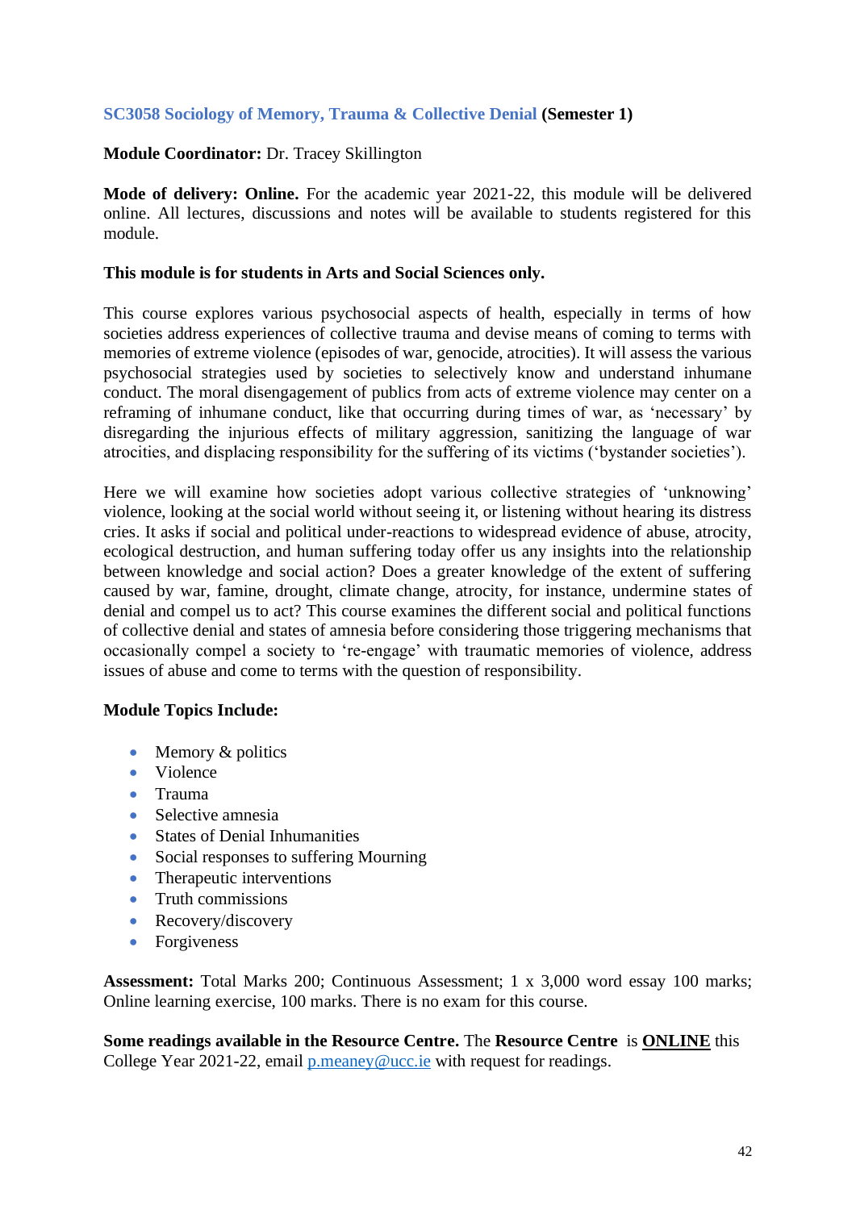**SC3058 Sociology of Memory, Trauma & Collective Denial (Semester 1)**

**Module Coordinator:** Dr. Tracey Skillington

**Mode of delivery: Online.** For the academic year 2021-22, this module will be delivered online. All lectures, discussions and notes will be available to students registered for this module.

**This module is for students in Arts and Social Sciences only.**

This course explores various psychosocial aspects of health, especially in terms of how societies address experiences of collective trauma and devise means of coming to terms with memories of extreme violence (episodes of war, genocide, atrocities). It will assess the various psychosocial strategies used by societies to selectively know and understand inhumane conduct. The moral disengagement of publics from acts of extreme violence may center on a reframing of inhumane conduct, like that occurring during times of war, as 'necessary' by disregarding the injurious effects of military aggression, sanitizing the language of war atrocities, and displacing responsibility for the suffering of its victims ('bystander societies').

Here we will examine how societies adopt various collective strategies of 'unknowing' violence, looking at the social world without seeing it, or listening without hearing its distress cries. It asks if social and political under-reactions to widespread evidence of abuse, atrocity, ecological destruction, and human suffering today offer us any insights into the relationship between knowledge and social action? Does a greater knowledge of the extent of suffering caused by war, famine, drought, climate change, atrocity, for instance, undermine states of denial and compel us to act? This course examines the different social and political functions of collective denial and states of amnesia before considering those triggering mechanisms that occasionally compel a society to 're-engage' with traumatic memories of violence, address issues of abuse and come to terms with the question of responsibility.

**Module Topics Include:**

- Memory & politics
- Violence
- Trauma
- Selective amnesia
- States of Denial Inhumanities
- Social responses to suffering Mourning
- Therapeutic interventions
- Truth commissions
- Recovery/discovery
- Forgiveness

**Assessment:** Total Marks 200; Continuous Assessment; 1 x 3,000 word essay 100 marks; Online learning exercise, 100 marks. There is no exam for this course.

**Some readings available in the Resource Centre.** The **Resource Centre** is **ONLINE** this College Year 2021-22, email p.meaney@ucc.ie with request for readings.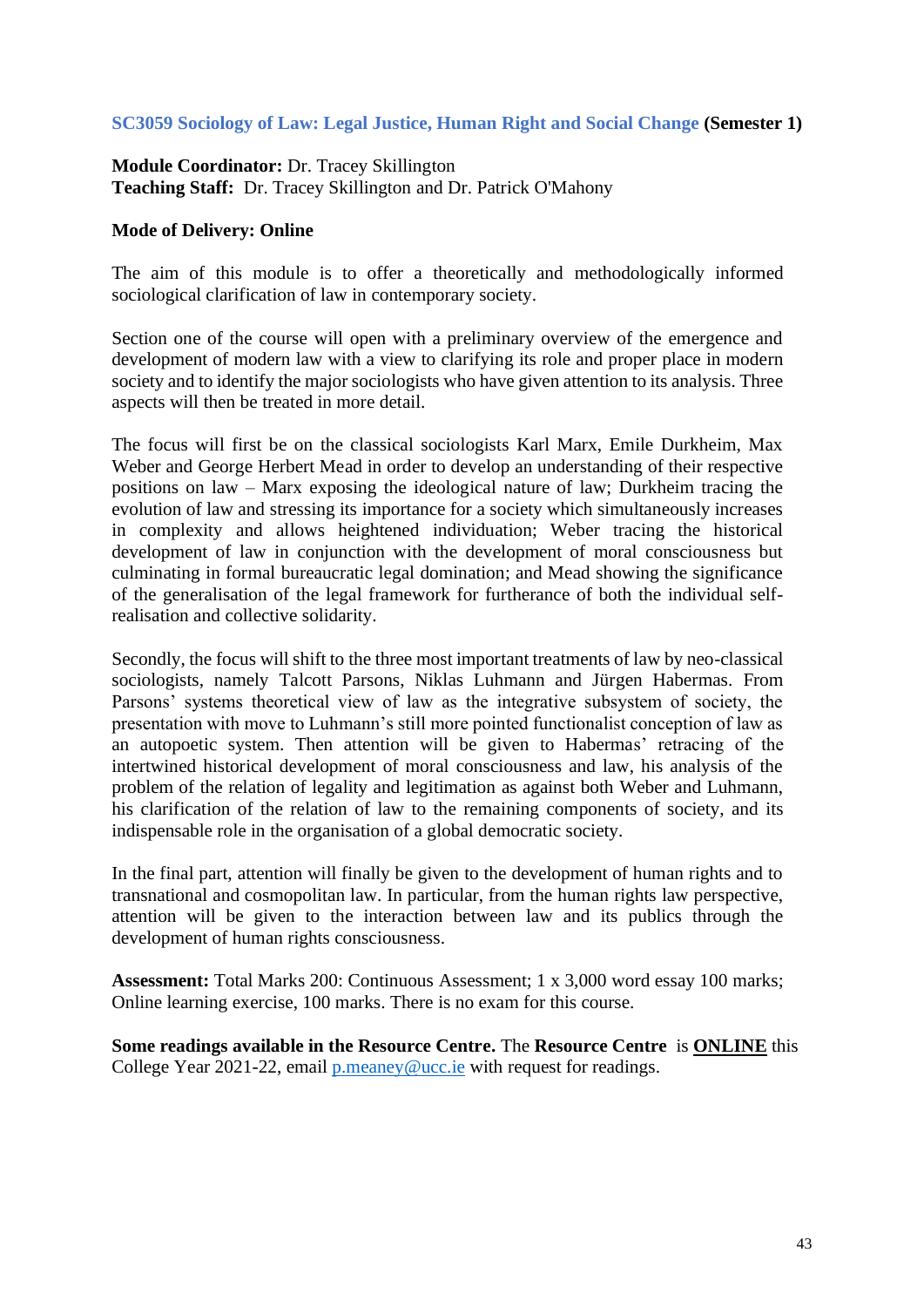### SC3059 Sociology of Law: Legal Justice, Human Right and Social Change (Semester 1)

**Module Coordinator:** Dr. Tracey Skillington
**Teaching Staff:** Dr. Tracey Skillington and Dr. Patrick O'Mahony

**Mode of Delivery: Online**

The aim of this module is to offer a theoretically and methodologically informed sociological clarification of law in contemporary society.

Section one of the course will open with a preliminary overview of the emergence and development of modern law with a view to clarifying its role and proper place in modern society and to identify the major sociologists who have given attention to its analysis. Three aspects will then be treated in more detail.

The focus will first be on the classical sociologists Karl Marx, Emile Durkheim, Max Weber and George Herbert Mead in order to develop an understanding of their respective positions on law – Marx exposing the ideological nature of law; Durkheim tracing the evolution of law and stressing its importance for a society which simultaneously increases in complexity and allows heightened individuation; Weber tracing the historical development of law in conjunction with the development of moral consciousness but culminating in formal bureaucratic legal domination; and Mead showing the significance of the generalisation of the legal framework for furtherance of both the individual self-realisation and collective solidarity.

Secondly, the focus will shift to the three most important treatments of law by neo-classical sociologists, namely Talcott Parsons, Niklas Luhmann and Jürgen Habermas. From Parsons' systems theoretical view of law as the integrative subsystem of society, the presentation with move to Luhmann's still more pointed functionalist conception of law as an autopoetic system. Then attention will be given to Habermas' retracing of the intertwined historical development of moral consciousness and law, his analysis of the problem of the relation of legality and legitimation as against both Weber and Luhmann, his clarification of the relation of law to the remaining components of society, and its indispensable role in the organisation of a global democratic society.

In the final part, attention will finally be given to the development of human rights and to transnational and cosmopolitan law. In particular, from the human rights law perspective, attention will be given to the interaction between law and its publics through the development of human rights consciousness.

**Assessment:** Total Marks 200: Continuous Assessment; 1 x 3,000 word essay 100 marks; Online learning exercise, 100 marks. There is no exam for this course.

**Some readings available in the Resource Centre.** The **Resource Centre** is **ONLINE** this College Year 2021-22, email p.meaney@ucc.ie with request for readings.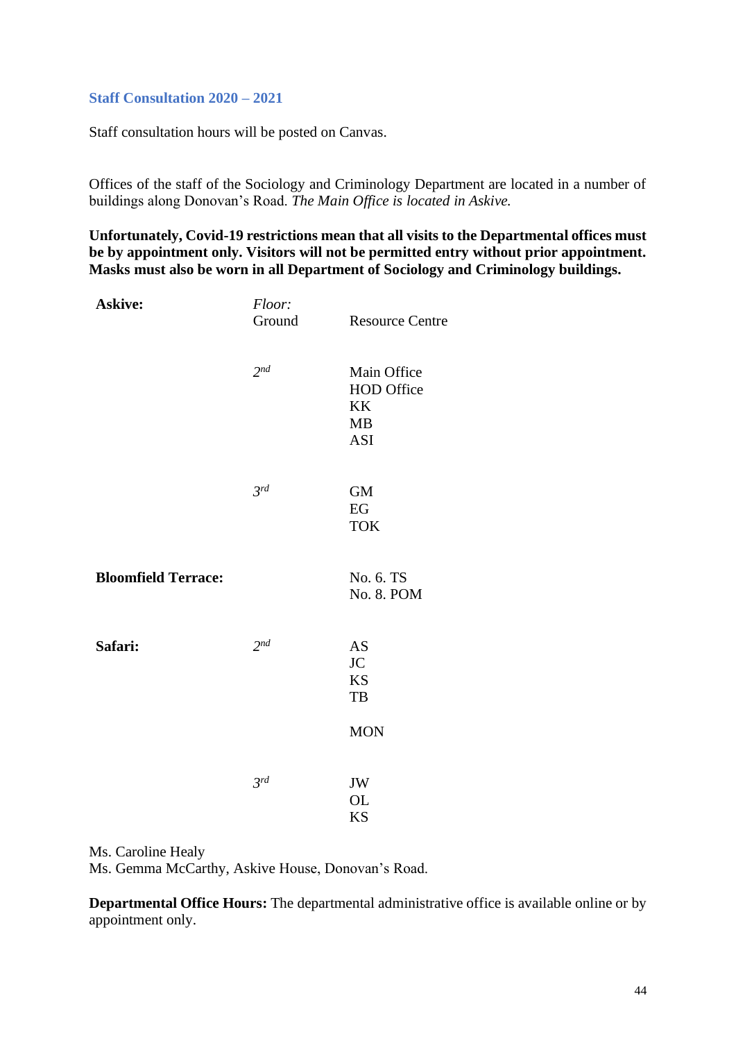## Staff Consultation 2020 – 2021

Staff consultation hours will be posted on Canvas.

Offices of the staff of the Sociology and Criminology Department are located in a number of buildings along Donovan's Road. *The Main Office is located in Askive.*

**Unfortunately, Covid-19 restrictions mean that all visits to the Departmental offices must be by appointment only. Visitors will not be permitted entry without prior appointment. Masks must also be worn in all Department of Sociology and Criminology buildings.**

| | | |
|---|---|---|
| **Askive:** | *Floor:* Ground | Resource Centre |
| | *2nd* | Main Office<br>HOD Office<br>KK<br>MB<br>ASI |
| | *3rd* | GM<br>EG<br>TOK |
| **Bloomfield Terrace:** | | No. 6. TS<br>No. 8. POM |
| **Safari:** | *2nd* | AS<br>JC<br>KS<br>TB<br><br>MON |
| | *3rd* | JW<br>OL<br>KS |

Ms. Caroline Healy
Ms. Gemma McCarthy, Askive House, Donovan's Road.

**Departmental Office Hours:** The departmental administrative office is available online or by appointment only.